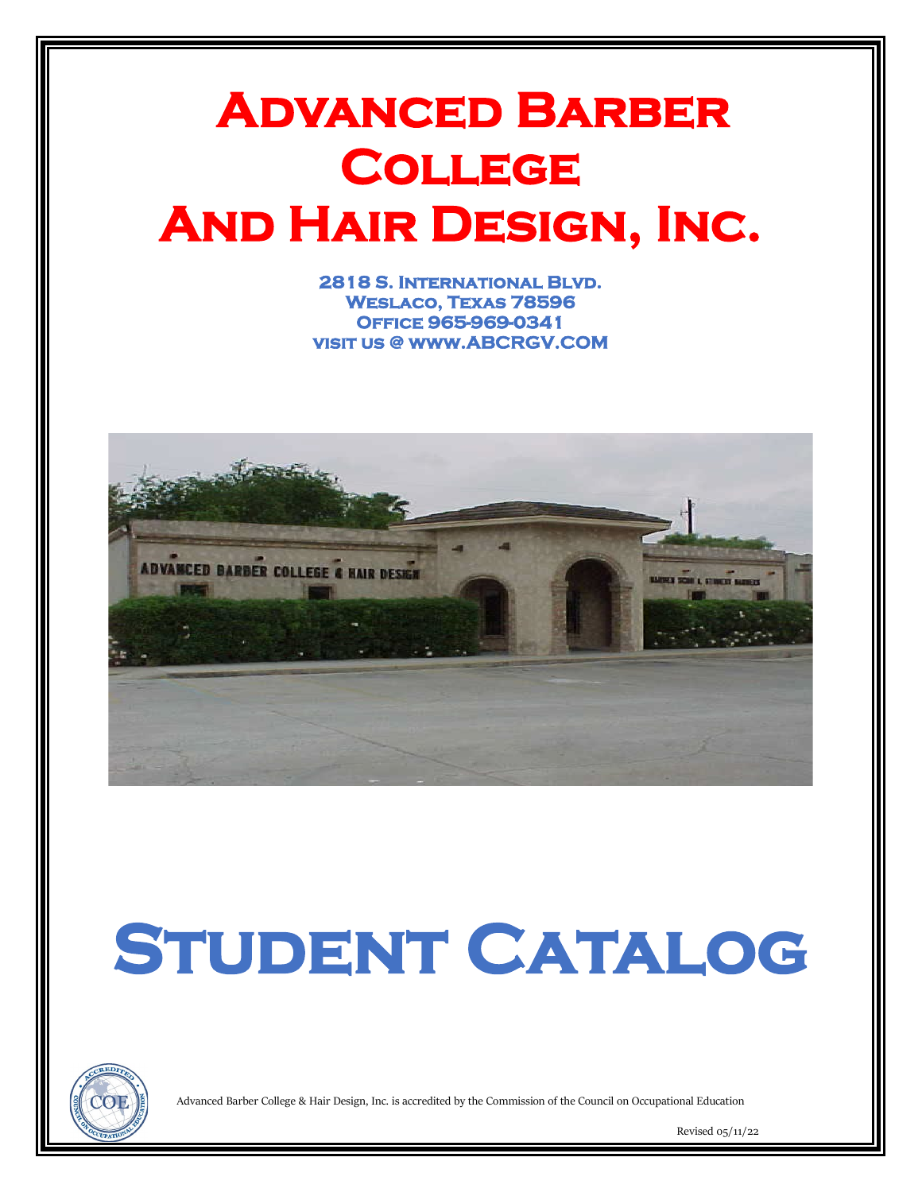# Advanced Barber College And Hair Design, Inc.

**2818 S. International Blvd.**
**Weslaco, Texas 78596**
**Office 965-969-0341**
**visit us @ www.ABCRGV.COM**

# Student Catalog

Advanced Barber College & Hair Design, Inc. is accredited by the Commission of the Council on Occupational Education

Revised 05/11/22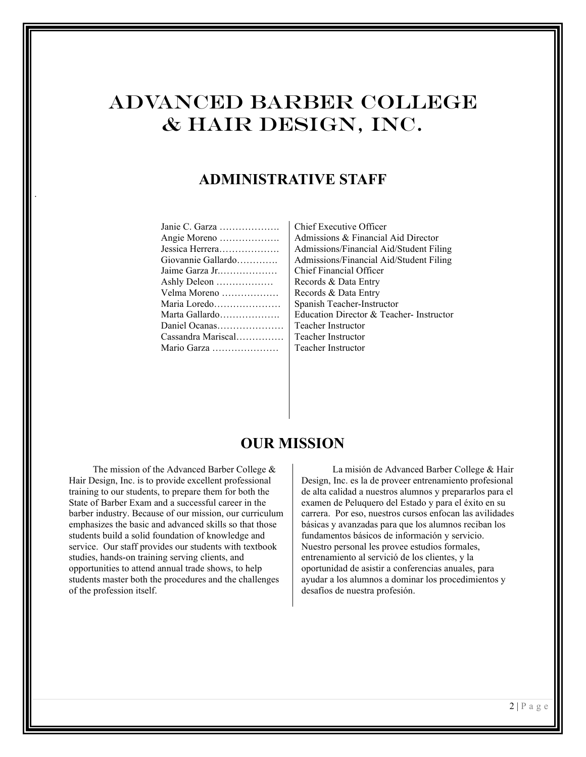# ADVANCED BARBER COLLEGE & HAIR DESIGN, INC.

## ADMINISTRATIVE STAFF

| Name | Position |
|---|---|
| Janie C. Garza ………………. | Chief Executive Officer |
| Angie Moreno ………………. | Admissions & Financial Aid Director |
| Jessica Herrera………………. | Admissions/Financial Aid/Student Filing |
| Giovannie Gallardo…………. | Admissions/Financial Aid/Student Filing |
| Jaime Garza Jr.……………… | Chief Financial Officer |
| Ashly Deleon ……………… | Records & Data Entry |
| Velma Moreno ……………… | Records & Data Entry |
| Maria Loredo………………… | Spanish Teacher-Instructor |
| Marta Gallardo………………. | Education Director & Teacher- Instructor |
| Daniel Ocanas………………… | Teacher Instructor |
| Cassandra Mariscal…………… | Teacher Instructor |
| Mario Garza ………………… | Teacher Instructor |

## OUR MISSION

The mission of the Advanced Barber College & Hair Design, Inc. is to provide excellent professional training to our students, to prepare them for both the State of Barber Exam and a successful career in the barber industry. Because of our mission, our curriculum emphasizes the basic and advanced skills so that those students build a solid foundation of knowledge and service. Our staff provides our students with textbook studies, hands-on training serving clients, and opportunities to attend annual trade shows, to help students master both the procedures and the challenges of the profession itself.

La misión de Advanced Barber College & Hair Design, Inc. es la de proveer entrenamiento profesional de alta calidad a nuestros alumnos y prepararlos para el examen de Peluquero del Estado y para el éxito en su carrera. Por eso, nuestros cursos enfocan las avilidades básicas y avanzadas para que los alumnos reciban los fundamentos básicos de información y servicio. Nuestro personal les provee estudios formales, entrenamiento al servició de los clientes, y la oportunidad de asistir a conferencias anuales, para ayudar a los alumnos a dominar los procedimientos y desafíos de nuestra profesión.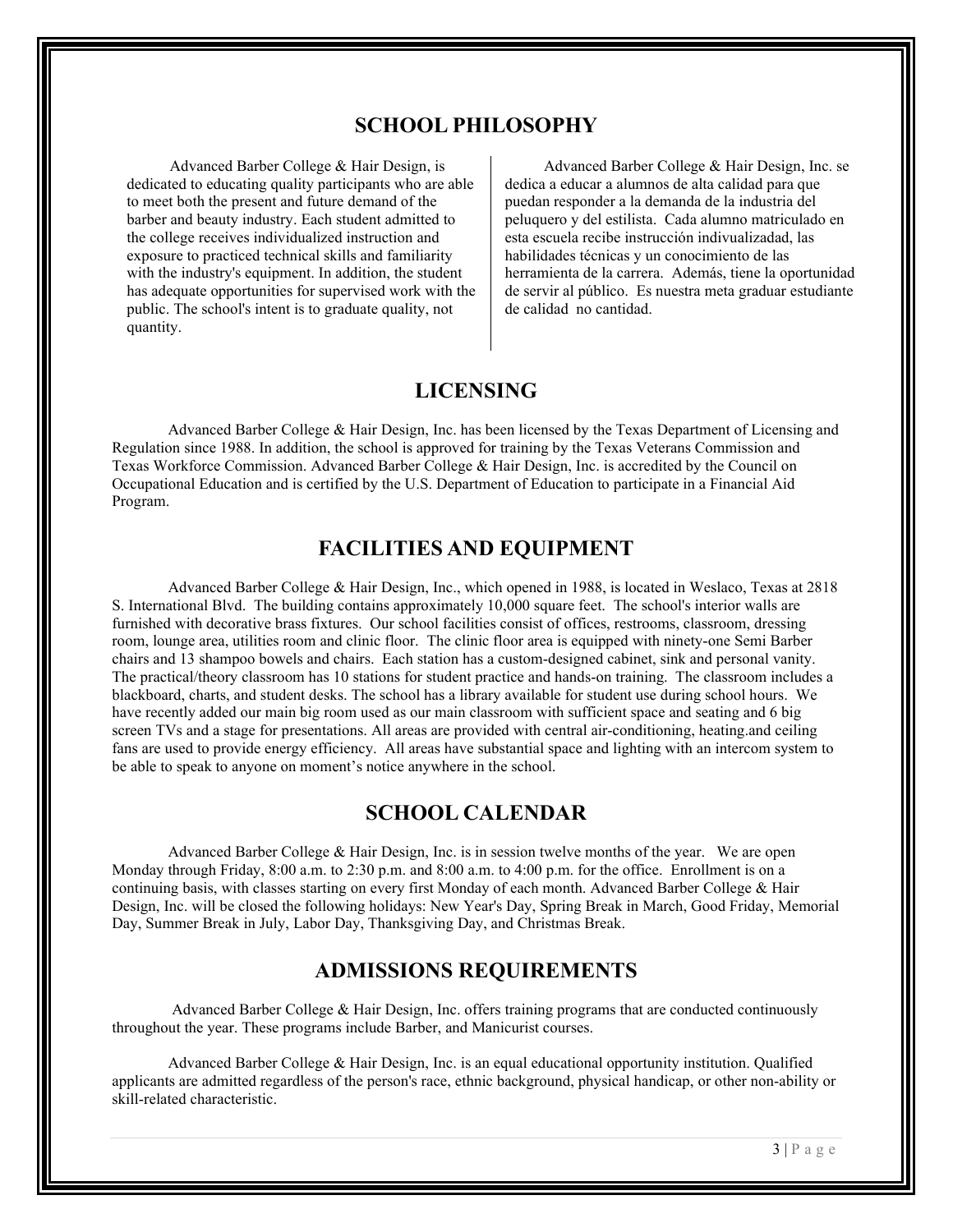## SCHOOL PHILOSOPHY

Advanced Barber College & Hair Design, is dedicated to educating quality participants who are able to meet both the present and future demand of the barber and beauty industry. Each student admitted to the college receives individualized instruction and exposure to practiced technical skills and familiarity with the industry's equipment. In addition, the student has adequate opportunities for supervised work with the public. The school's intent is to graduate quality, not quantity.

Advanced Barber College & Hair Design, Inc. se dedica a educar a alumnos de alta calidad para que puedan responder a la demanda de la industria del peluquero y del estilista. Cada alumno matriculado en esta escuela recibe instrucción indivualizadad, las habilidades técnicas y un conocimiento de las herramienta de la carrera. Además, tiene la oportunidad de servir al público. Es nuestra meta graduar estudiante de calidad no cantidad.

## LICENSING

Advanced Barber College & Hair Design, Inc. has been licensed by the Texas Department of Licensing and Regulation since 1988. In addition, the school is approved for training by the Texas Veterans Commission and Texas Workforce Commission. Advanced Barber College & Hair Design, Inc. is accredited by the Council on Occupational Education and is certified by the U.S. Department of Education to participate in a Financial Aid Program.

## FACILITIES AND EQUIPMENT

Advanced Barber College & Hair Design, Inc., which opened in 1988, is located in Weslaco, Texas at 2818 S. International Blvd. The building contains approximately 10,000 square feet. The school's interior walls are furnished with decorative brass fixtures. Our school facilities consist of offices, restrooms, classroom, dressing room, lounge area, utilities room and clinic floor. The clinic floor area is equipped with ninety-one Semi Barber chairs and 13 shampoo bowels and chairs. Each station has a custom-designed cabinet, sink and personal vanity. The practical/theory classroom has 10 stations for student practice and hands-on training. The classroom includes a blackboard, charts, and student desks. The school has a library available for student use during school hours. We have recently added our main big room used as our main classroom with sufficient space and seating and 6 big screen TVs and a stage for presentations. All areas are provided with central air-conditioning, heating.and ceiling fans are used to provide energy efficiency. All areas have substantial space and lighting with an intercom system to be able to speak to anyone on moment's notice anywhere in the school.

## SCHOOL CALENDAR

Advanced Barber College & Hair Design, Inc. is in session twelve months of the year. We are open Monday through Friday, 8:00 a.m. to 2:30 p.m. and 8:00 a.m. to 4:00 p.m. for the office. Enrollment is on a continuing basis, with classes starting on every first Monday of each month. Advanced Barber College & Hair Design, Inc. will be closed the following holidays: New Year's Day, Spring Break in March, Good Friday, Memorial Day, Summer Break in July, Labor Day, Thanksgiving Day, and Christmas Break.

## ADMISSIONS REQUIREMENTS

Advanced Barber College & Hair Design, Inc. offers training programs that are conducted continuously throughout the year. These programs include Barber, and Manicurist courses.

Advanced Barber College & Hair Design, Inc. is an equal educational opportunity institution. Qualified applicants are admitted regardless of the person's race, ethnic background, physical handicap, or other non-ability or skill-related characteristic.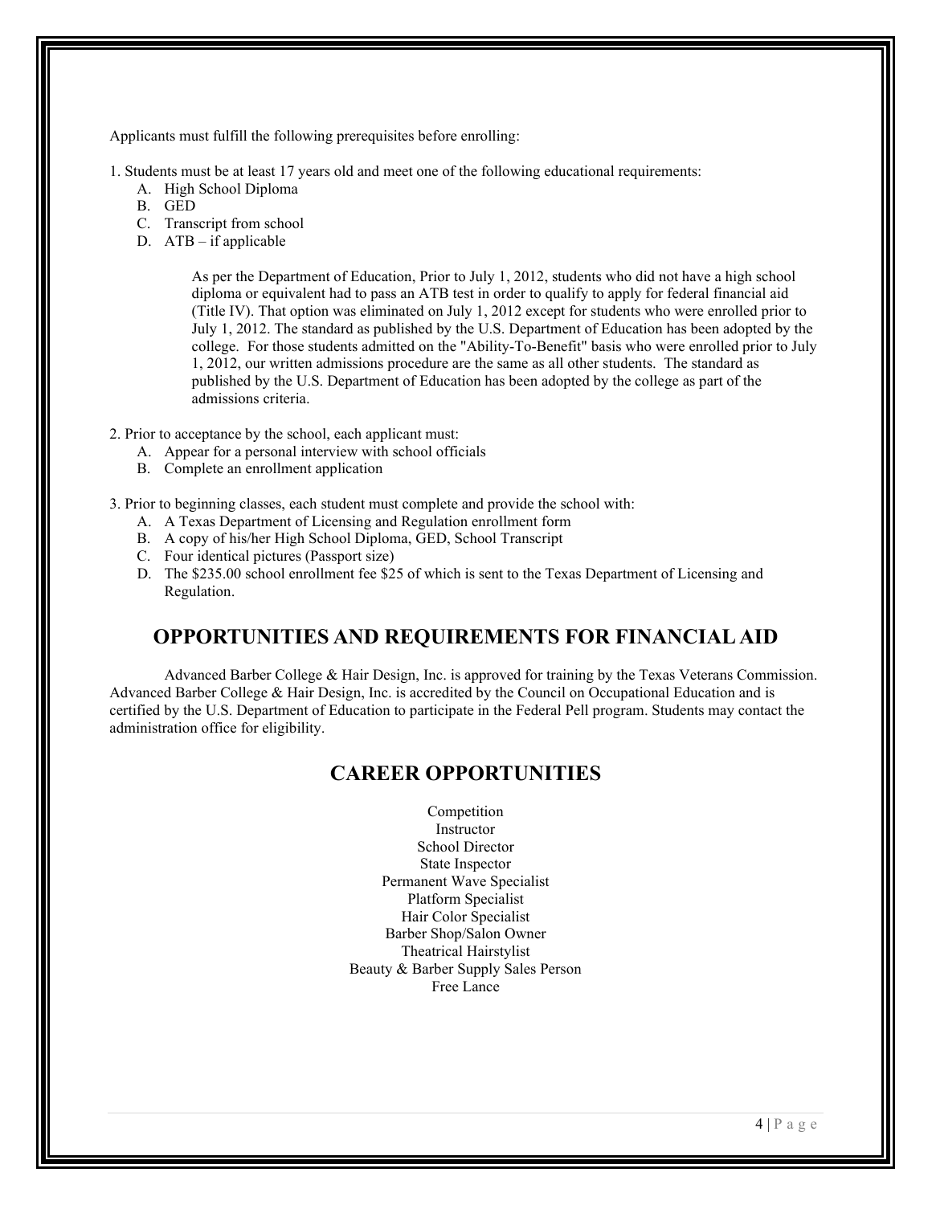Applicants must fulfill the following prerequisites before enrolling:

1. Students must be at least 17 years old and meet one of the following educational requirements:
   A. High School Diploma
   B. GED
   C. Transcript from school
   D. ATB – if applicable

   As per the Department of Education, Prior to July 1, 2012, students who did not have a high school diploma or equivalent had to pass an ATB test in order to qualify to apply for federal financial aid (Title IV). That option was eliminated on July 1, 2012 except for students who were enrolled prior to July 1, 2012. The standard as published by the U.S. Department of Education has been adopted by the college. For those students admitted on the "Ability-To-Benefit" basis who were enrolled prior to July 1, 2012, our written admissions procedure are the same as all other students. The standard as published by the U.S. Department of Education has been adopted by the college as part of the admissions criteria.

2. Prior to acceptance by the school, each applicant must:
   A. Appear for a personal interview with school officials
   B. Complete an enrollment application

3. Prior to beginning classes, each student must complete and provide the school with:
   A. A Texas Department of Licensing and Regulation enrollment form
   B. A copy of his/her High School Diploma, GED, School Transcript
   C. Four identical pictures (Passport size)
   D. The $235.00 school enrollment fee $25 of which is sent to the Texas Department of Licensing and Regulation.

## OPPORTUNITIES AND REQUIREMENTS FOR FINANCIAL AID

Advanced Barber College & Hair Design, Inc. is approved for training by the Texas Veterans Commission. Advanced Barber College & Hair Design, Inc. is accredited by the Council on Occupational Education and is certified by the U.S. Department of Education to participate in the Federal Pell program. Students may contact the administration office for eligibility.

## CAREER OPPORTUNITIES

Competition
Instructor
School Director
State Inspector
Permanent Wave Specialist
Platform Specialist
Hair Color Specialist
Barber Shop/Salon Owner
Theatrical Hairstylist
Beauty & Barber Supply Sales Person
Free Lance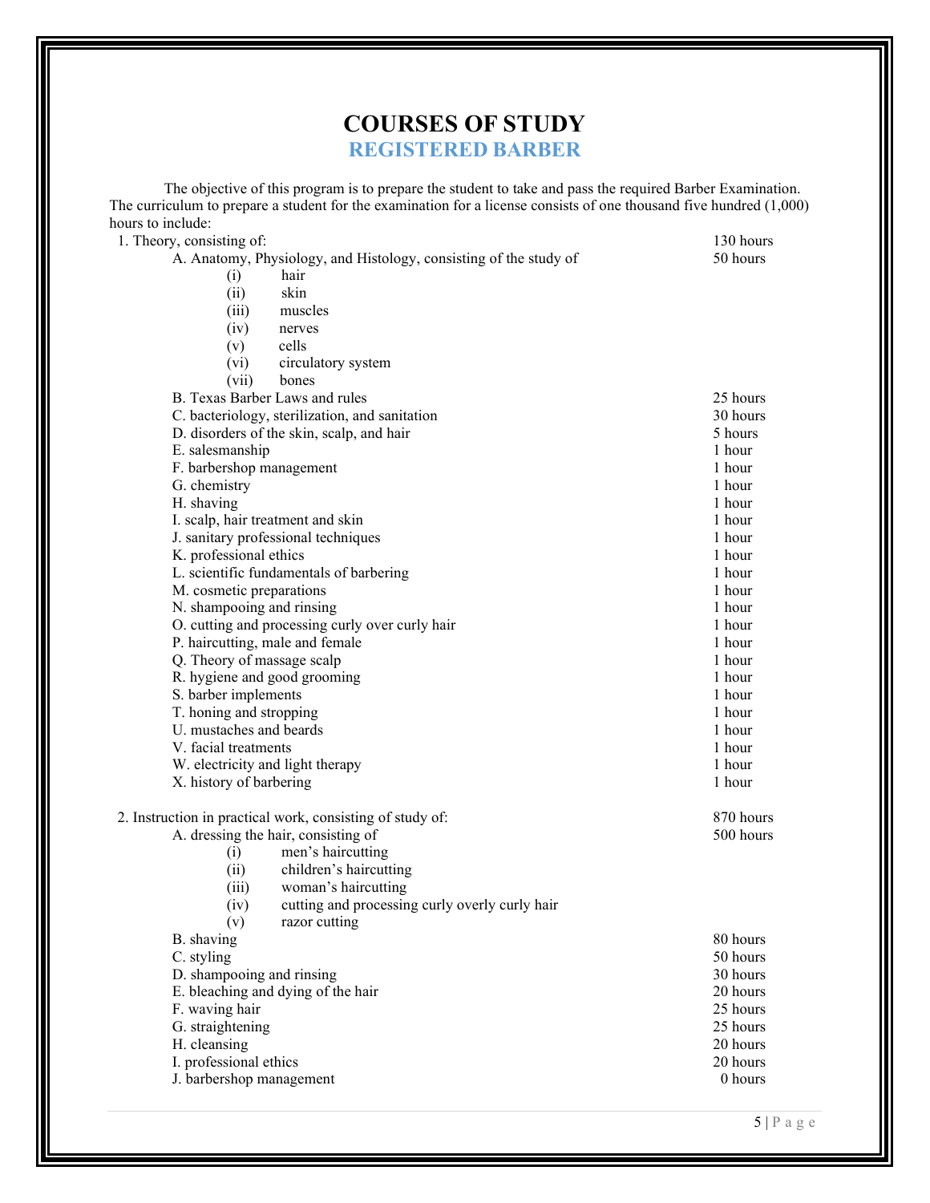# COURSES OF STUDY

## REGISTERED BARBER

The objective of this program is to prepare the student to take and pass the required Barber Examination. The curriculum to prepare a student for the examination for a license consists of one thousand five hundred (1,000) hours to include:

| Course | Hours |
|---|---|
| 1. Theory, consisting of: | 130 hours |
| A. Anatomy, Physiology, and Histology, consisting of the study of | 50 hours |
| (i) hair | |
| (ii) skin | |
| (iii) muscles | |
| (iv) nerves | |
| (v) cells | |
| (vi) circulatory system | |
| (vii) bones | |
| B. Texas Barber Laws and rules | 25 hours |
| C. bacteriology, sterilization, and sanitation | 30 hours |
| D. disorders of the skin, scalp, and hair | 5 hours |
| E. salesmanship | 1 hour |
| F. barbershop management | 1 hour |
| G. chemistry | 1 hour |
| H. shaving | 1 hour |
| I. scalp, hair treatment and skin | 1 hour |
| J. sanitary professional techniques | 1 hour |
| K. professional ethics | 1 hour |
| L. scientific fundamentals of barbering | 1 hour |
| M. cosmetic preparations | 1 hour |
| N. shampooing and rinsing | 1 hour |
| O. cutting and processing curly over curly hair | 1 hour |
| P. haircutting, male and female | 1 hour |
| Q. Theory of massage scalp | 1 hour |
| R. hygiene and good grooming | 1 hour |
| S. barber implements | 1 hour |
| T. honing and stropping | 1 hour |
| U. mustaches and beards | 1 hour |
| V. facial treatments | 1 hour |
| W. electricity and light therapy | 1 hour |
| X. history of barbering | 1 hour |
| 2. Instruction in practical work, consisting of study of: | 870 hours |
| A. dressing the hair, consisting of | 500 hours |
| (i) men's haircutting | |
| (ii) children's haircutting | |
| (iii) woman's haircutting | |
| (iv) cutting and processing curly overly curly hair | |
| (v) razor cutting | |
| B. shaving | 80 hours |
| C. styling | 50 hours |
| D. shampooing and rinsing | 30 hours |
| E. bleaching and dying of the hair | 20 hours |
| F. waving hair | 25 hours |
| G. straightening | 25 hours |
| H. cleansing | 20 hours |
| I. professional ethics | 20 hours |
| J. barbershop management | 0 hours |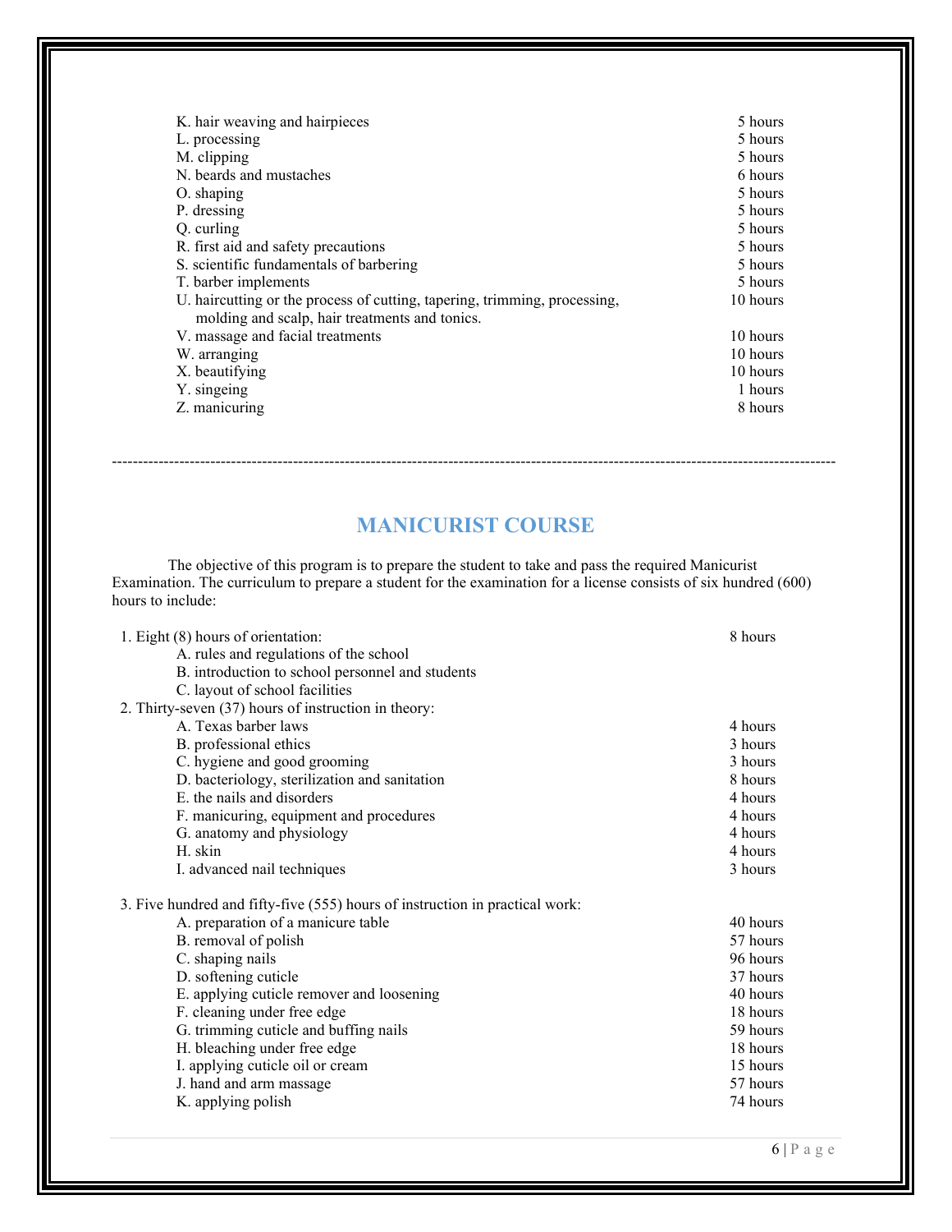| | |
|---|---|
| K. hair weaving and hairpieces | 5 hours |
| L. processing | 5 hours |
| M. clipping | 5 hours |
| N. beards and mustaches | 6 hours |
| O. shaping | 5 hours |
| P. dressing | 5 hours |
| Q. curling | 5 hours |
| R. first aid and safety precautions | 5 hours |
| S. scientific fundamentals of barbering | 5 hours |
| T. barber implements | 5 hours |
| U. haircutting or the process of cutting, tapering, trimming, processing, molding and scalp, hair treatments and tonics. | 10 hours |
| V. massage and facial treatments | 10 hours |
| W. arranging | 10 hours |
| X. beautifying | 10 hours |
| Y. singeing | 1 hours |
| Z. manicuring | 8 hours |

---

## MANICURIST COURSE

The objective of this program is to prepare the student to take and pass the required Manicurist Examination. The curriculum to prepare a student for the examination for a license consists of six hundred (600) hours to include:

| | |
|---|---|
| 1. Eight (8) hours of orientation: | 8 hours |
| A. rules and regulations of the school | |
| B. introduction to school personnel and students | |
| C. layout of school facilities | |
| 2. Thirty-seven (37) hours of instruction in theory: | |
| A. Texas barber laws | 4 hours |
| B. professional ethics | 3 hours |
| C. hygiene and good grooming | 3 hours |
| D. bacteriology, sterilization and sanitation | 8 hours |
| E. the nails and disorders | 4 hours |
| F. manicuring, equipment and procedures | 4 hours |
| G. anatomy and physiology | 4 hours |
| H. skin | 4 hours |
| I. advanced nail techniques | 3 hours |
| 3. Five hundred and fifty-five (555) hours of instruction in practical work: | |
| A. preparation of a manicure table | 40 hours |
| B. removal of polish | 57 hours |
| C. shaping nails | 96 hours |
| D. softening cuticle | 37 hours |
| E. applying cuticle remover and loosening | 40 hours |
| F. cleaning under free edge | 18 hours |
| G. trimming cuticle and buffing nails | 59 hours |
| H. bleaching under free edge | 18 hours |
| I. applying cuticle oil or cream | 15 hours |
| J. hand and arm massage | 57 hours |
| K. applying polish | 74 hours |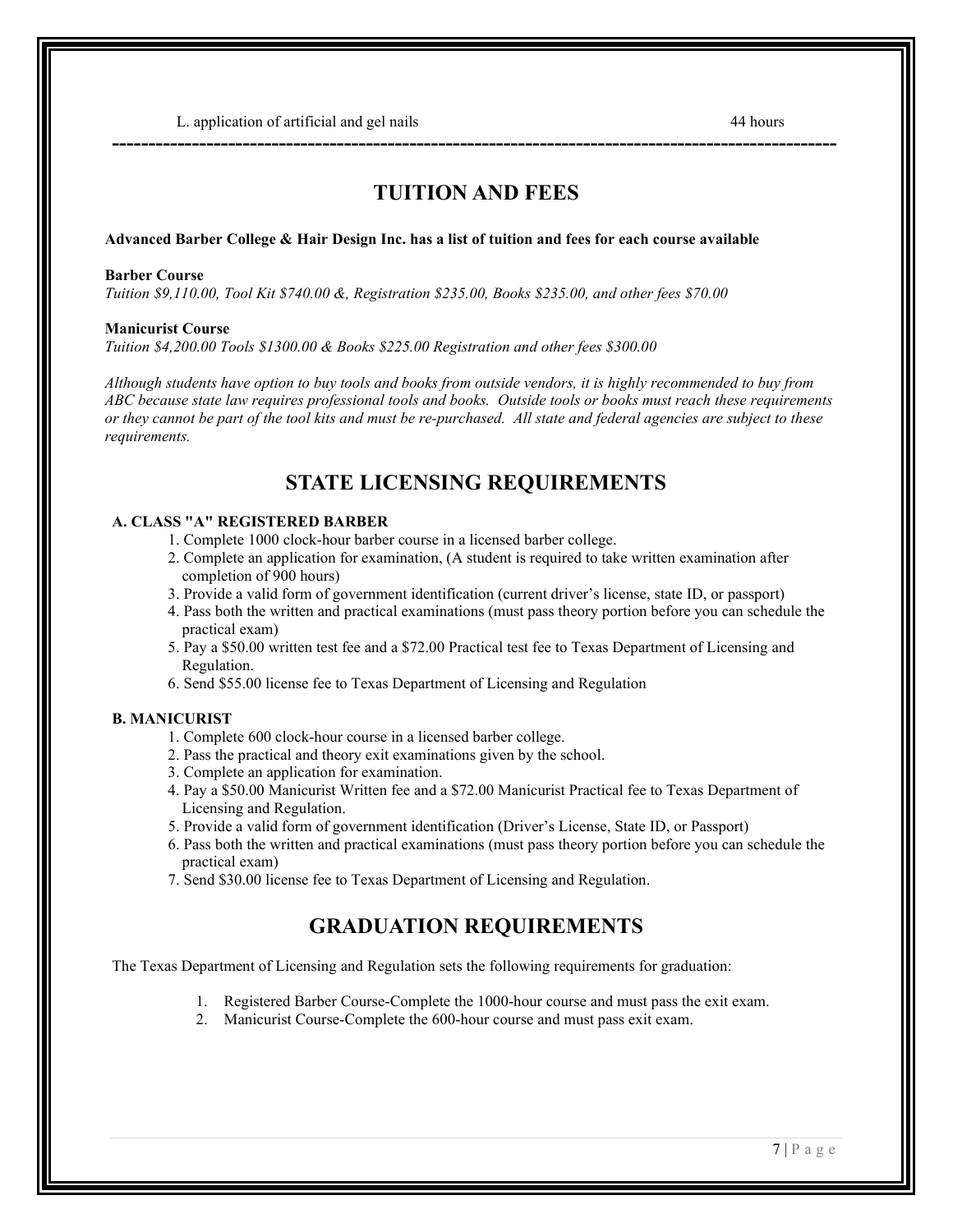L. application of artificial and gel nails 44 hours

---

## TUITION AND FEES

**Advanced Barber College & Hair Design Inc. has a list of tuition and fees for each course available**

**Barber Course**
*Tuition $9,110.00, Tool Kit $740.00 &, Registration $235.00, Books $235.00, and other fees $70.00*

**Manicurist Course**
*Tuition $4,200.00 Tools $1300.00 & Books $225.00 Registration and other fees $300.00*

*Although students have option to buy tools and books from outside vendors, it is highly recommended to buy from ABC because state law requires professional tools and books. Outside tools or books must reach these requirements or they cannot be part of the tool kits and must be re-purchased. All state and federal agencies are subject to these requirements.*

## STATE LICENSING REQUIREMENTS

**A. CLASS "A" REGISTERED BARBER**

1. Complete 1000 clock-hour barber course in a licensed barber college.
2. Complete an application for examination, (A student is required to take written examination after completion of 900 hours)
3. Provide a valid form of government identification (current driver's license, state ID, or passport)
4. Pass both the written and practical examinations (must pass theory portion before you can schedule the practical exam)
5. Pay a $50.00 written test fee and a $72.00 Practical test fee to Texas Department of Licensing and Regulation.
6. Send $55.00 license fee to Texas Department of Licensing and Regulation

**B. MANICURIST**

1. Complete 600 clock-hour course in a licensed barber college.
2. Pass the practical and theory exit examinations given by the school.
3. Complete an application for examination.
4. Pay a $50.00 Manicurist Written fee and a $72.00 Manicurist Practical fee to Texas Department of Licensing and Regulation.
5. Provide a valid form of government identification (Driver's License, State ID, or Passport)
6. Pass both the written and practical examinations (must pass theory portion before you can schedule the practical exam)
7. Send $30.00 license fee to Texas Department of Licensing and Regulation.

## GRADUATION REQUIREMENTS

The Texas Department of Licensing and Regulation sets the following requirements for graduation:

1. Registered Barber Course-Complete the 1000-hour course and must pass the exit exam.
2. Manicurist Course-Complete the 600-hour course and must pass exit exam.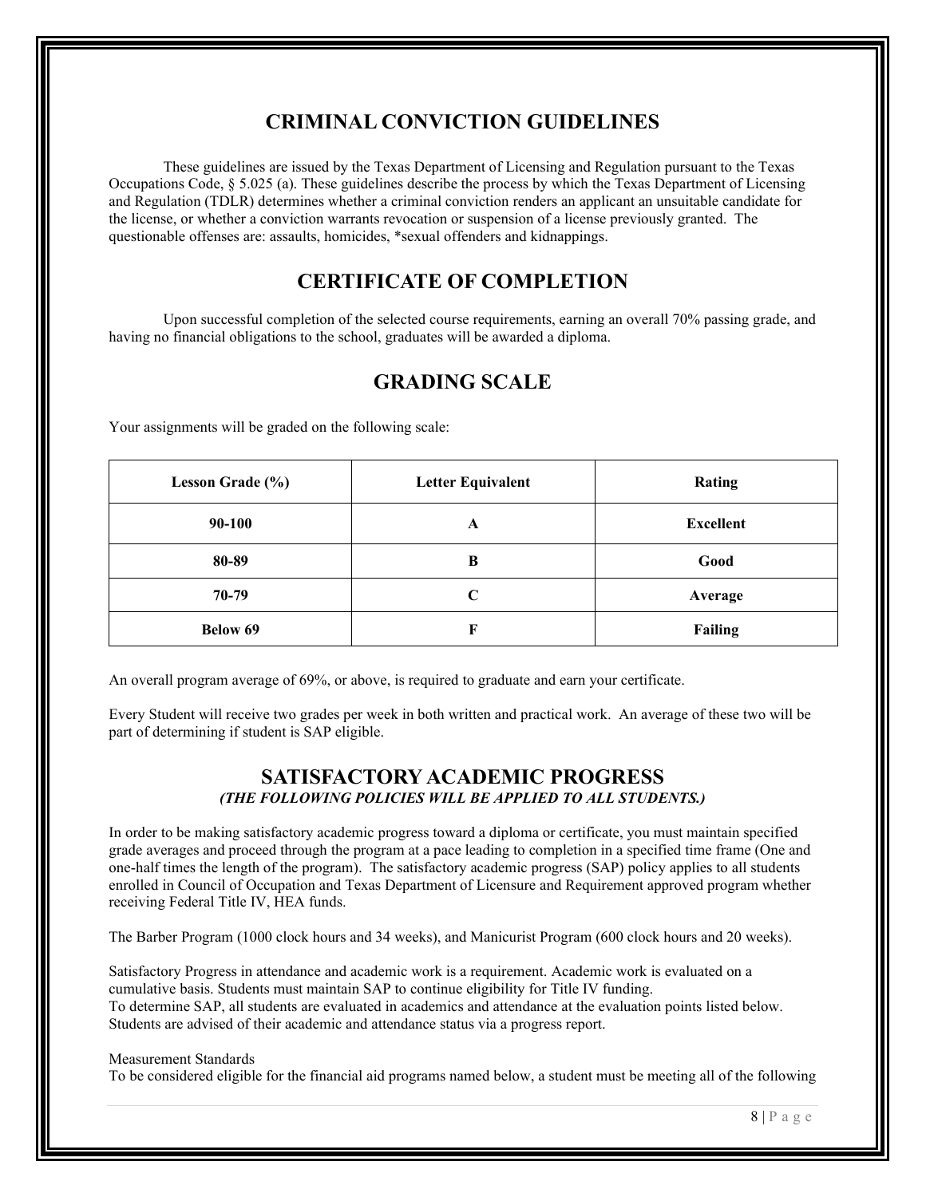## CRIMINAL CONVICTION GUIDELINES

These guidelines are issued by the Texas Department of Licensing and Regulation pursuant to the Texas Occupations Code, § 5.025 (a). These guidelines describe the process by which the Texas Department of Licensing and Regulation (TDLR) determines whether a criminal conviction renders an applicant an unsuitable candidate for the license, or whether a conviction warrants revocation or suspension of a license previously granted. The questionable offenses are: assaults, homicides, *sexual offenders and kidnappings.

## CERTIFICATE OF COMPLETION

Upon successful completion of the selected course requirements, earning an overall 70% passing grade, and having no financial obligations to the school, graduates will be awarded a diploma.

## GRADING SCALE

Your assignments will be graded on the following scale:

| Lesson Grade (%) | Letter Equivalent | Rating |
|---|---|---|
| 90-100 | A | Excellent |
| 80-89 | B | Good |
| 70-79 | C | Average |
| Below 69 | F | Failing |

An overall program average of 69%, or above, is required to graduate and earn your certificate.

Every Student will receive two grades per week in both written and practical work. An average of these two will be part of determining if student is SAP eligible.

## SATISFACTORY ACADEMIC PROGRESS

***(THE FOLLOWING POLICIES WILL BE APPLIED TO ALL STUDENTS.)***

In order to be making satisfactory academic progress toward a diploma or certificate, you must maintain specified grade averages and proceed through the program at a pace leading to completion in a specified time frame (One and one-half times the length of the program). The satisfactory academic progress (SAP) policy applies to all students enrolled in Council of Occupation and Texas Department of Licensure and Requirement approved program whether receiving Federal Title IV, HEA funds.

The Barber Program (1000 clock hours and 34 weeks), and Manicurist Program (600 clock hours and 20 weeks).

Satisfactory Progress in attendance and academic work is a requirement. Academic work is evaluated on a cumulative basis. Students must maintain SAP to continue eligibility for Title IV funding.
To determine SAP, all students are evaluated in academics and attendance at the evaluation points listed below. Students are advised of their academic and attendance status via a progress report.

Measurement Standards
To be considered eligible for the financial aid programs named below, a student must be meeting all of the following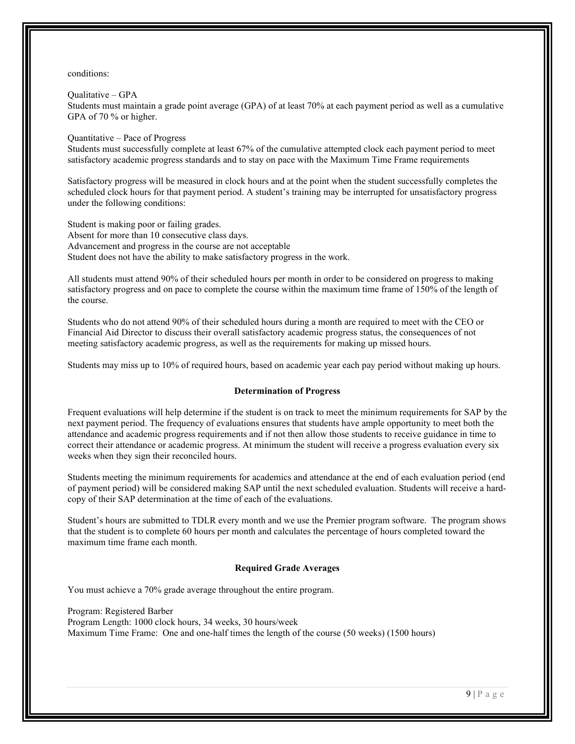conditions:

Qualitative – GPA
Students must maintain a grade point average (GPA) of at least 70% at each payment period as well as a cumulative GPA of 70 % or higher.

Quantitative – Pace of Progress
Students must successfully complete at least 67% of the cumulative attempted clock each payment period to meet satisfactory academic progress standards and to stay on pace with the Maximum Time Frame requirements

Satisfactory progress will be measured in clock hours and at the point when the student successfully completes the scheduled clock hours for that payment period. A student's training may be interrupted for unsatisfactory progress under the following conditions:

Student is making poor or failing grades.
Absent for more than 10 consecutive class days.
Advancement and progress in the course are not acceptable
Student does not have the ability to make satisfactory progress in the work.

All students must attend 90% of their scheduled hours per month in order to be considered on progress to making satisfactory progress and on pace to complete the course within the maximum time frame of 150% of the length of the course.

Students who do not attend 90% of their scheduled hours during a month are required to meet with the CEO or Financial Aid Director to discuss their overall satisfactory academic progress status, the consequences of not meeting satisfactory academic progress, as well as the requirements for making up missed hours.

Students may miss up to 10% of required hours, based on academic year each pay period without making up hours.

**Determination of Progress**

Frequent evaluations will help determine if the student is on track to meet the minimum requirements for SAP by the next payment period. The frequency of evaluations ensures that students have ample opportunity to meet both the attendance and academic progress requirements and if not then allow those students to receive guidance in time to correct their attendance or academic progress. At minimum the student will receive a progress evaluation every six weeks when they sign their reconciled hours.

Students meeting the minimum requirements for academics and attendance at the end of each evaluation period (end of payment period) will be considered making SAP until the next scheduled evaluation. Students will receive a hard-copy of their SAP determination at the time of each of the evaluations.

Student's hours are submitted to TDLR every month and we use the Premier program software. The program shows that the student is to complete 60 hours per month and calculates the percentage of hours completed toward the maximum time frame each month.

**Required Grade Averages**

You must achieve a 70% grade average throughout the entire program.

Program: Registered Barber
Program Length: 1000 clock hours, 34 weeks, 30 hours/week
Maximum Time Frame: One and one-half times the length of the course (50 weeks) (1500 hours)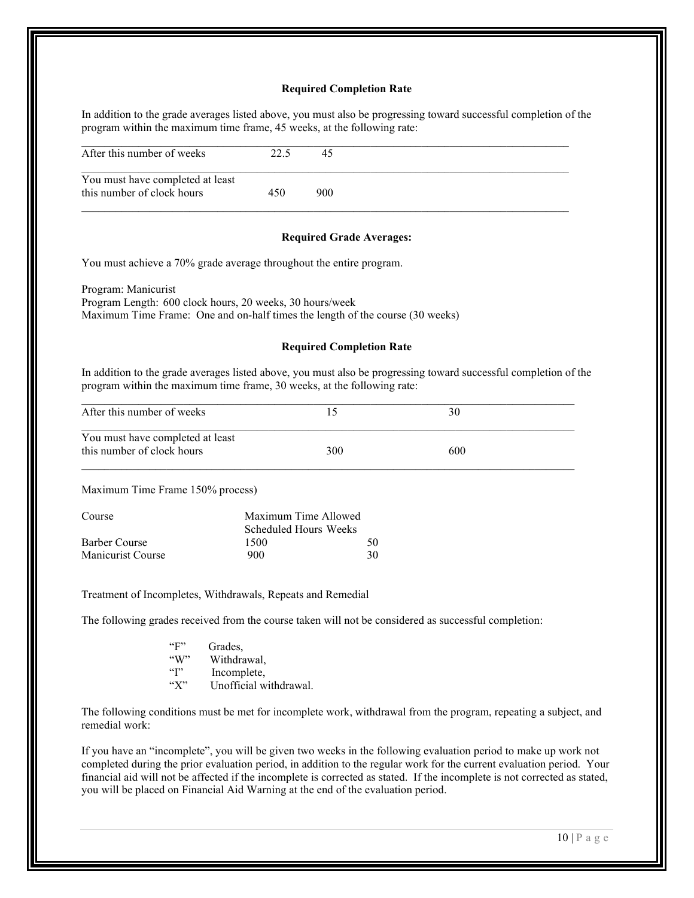**Required Completion Rate**

In addition to the grade averages listed above, you must also be progressing toward successful completion of the program within the maximum time frame, 45 weeks, at the following rate:

| After this number of weeks | 22.5 | 45 |
|---|---|---|
| You must have completed at least this number of clock hours | 450 | 900 |

**Required Grade Averages:**

You must achieve a 70% grade average throughout the entire program.

Program: Manicurist
Program Length: 600 clock hours, 20 weeks, 30 hours/week
Maximum Time Frame: One and on-half times the length of the course (30 weeks)

**Required Completion Rate**

In addition to the grade averages listed above, you must also be progressing toward successful completion of the program within the maximum time frame, 30 weeks, at the following rate:

| After this number of weeks | 15 | 30 |
|---|---|---|
| You must have completed at least this number of clock hours | 300 | 600 |

Maximum Time Frame 150% process)

| Course | Maximum Time Allowed | |
|---|---|---|
| | Scheduled Hours | Weeks |
| Barber Course | 1500 | 50 |
| Manicurist Course | 900 | 30 |

Treatment of Incompletes, Withdrawals, Repeats and Remedial

The following grades received from the course taken will not be considered as successful completion:

- "F" Grades,
- "W" Withdrawal,
- "I" Incomplete,
- "X" Unofficial withdrawal.

The following conditions must be met for incomplete work, withdrawal from the program, repeating a subject, and remedial work:

If you have an "incomplete", you will be given two weeks in the following evaluation period to make up work not completed during the prior evaluation period, in addition to the regular work for the current evaluation period. Your financial aid will not be affected if the incomplete is corrected as stated. If the incomplete is not corrected as stated, you will be placed on Financial Aid Warning at the end of the evaluation period.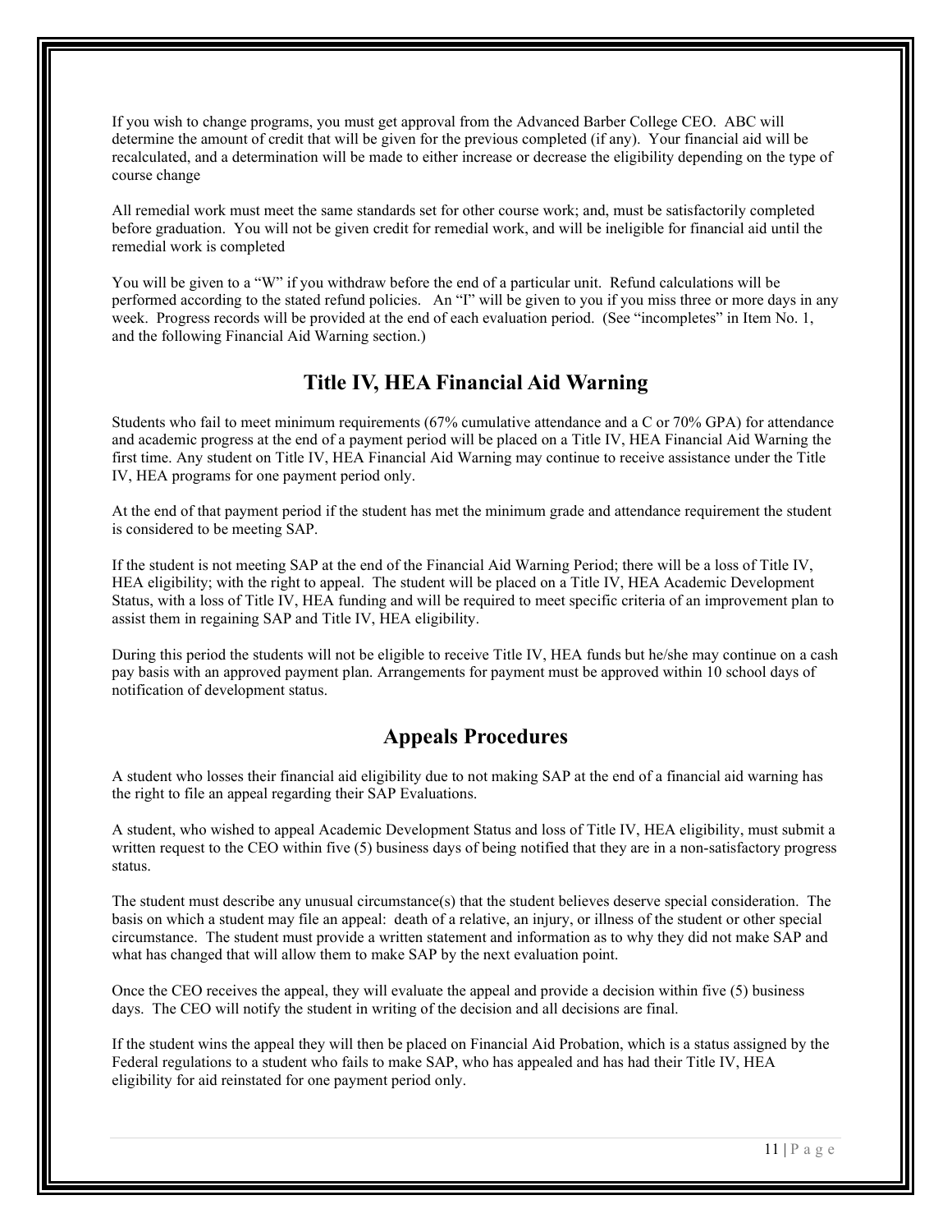If you wish to change programs, you must get approval from the Advanced Barber College CEO. ABC will determine the amount of credit that will be given for the previous completed (if any). Your financial aid will be recalculated, and a determination will be made to either increase or decrease the eligibility depending on the type of course change

All remedial work must meet the same standards set for other course work; and, must be satisfactorily completed before graduation. You will not be given credit for remedial work, and will be ineligible for financial aid until the remedial work is completed

You will be given to a "W" if you withdraw before the end of a particular unit. Refund calculations will be performed according to the stated refund policies. An "I" will be given to you if you miss three or more days in any week. Progress records will be provided at the end of each evaluation period. (See "incompletes" in Item No. 1, and the following Financial Aid Warning section.)

## Title IV, HEA Financial Aid Warning

Students who fail to meet minimum requirements (67% cumulative attendance and a C or 70% GPA) for attendance and academic progress at the end of a payment period will be placed on a Title IV, HEA Financial Aid Warning the first time. Any student on Title IV, HEA Financial Aid Warning may continue to receive assistance under the Title IV, HEA programs for one payment period only.

At the end of that payment period if the student has met the minimum grade and attendance requirement the student is considered to be meeting SAP.

If the student is not meeting SAP at the end of the Financial Aid Warning Period; there will be a loss of Title IV, HEA eligibility; with the right to appeal. The student will be placed on a Title IV, HEA Academic Development Status, with a loss of Title IV, HEA funding and will be required to meet specific criteria of an improvement plan to assist them in regaining SAP and Title IV, HEA eligibility.

During this period the students will not be eligible to receive Title IV, HEA funds but he/she may continue on a cash pay basis with an approved payment plan. Arrangements for payment must be approved within 10 school days of notification of development status.

## Appeals Procedures

A student who losses their financial aid eligibility due to not making SAP at the end of a financial aid warning has the right to file an appeal regarding their SAP Evaluations.

A student, who wished to appeal Academic Development Status and loss of Title IV, HEA eligibility, must submit a written request to the CEO within five (5) business days of being notified that they are in a non-satisfactory progress status.

The student must describe any unusual circumstance(s) that the student believes deserve special consideration. The basis on which a student may file an appeal: death of a relative, an injury, or illness of the student or other special circumstance. The student must provide a written statement and information as to why they did not make SAP and what has changed that will allow them to make SAP by the next evaluation point.

Once the CEO receives the appeal, they will evaluate the appeal and provide a decision within five (5) business days. The CEO will notify the student in writing of the decision and all decisions are final.

If the student wins the appeal they will then be placed on Financial Aid Probation, which is a status assigned by the Federal regulations to a student who fails to make SAP, who has appealed and has had their Title IV, HEA eligibility for aid reinstated for one payment period only.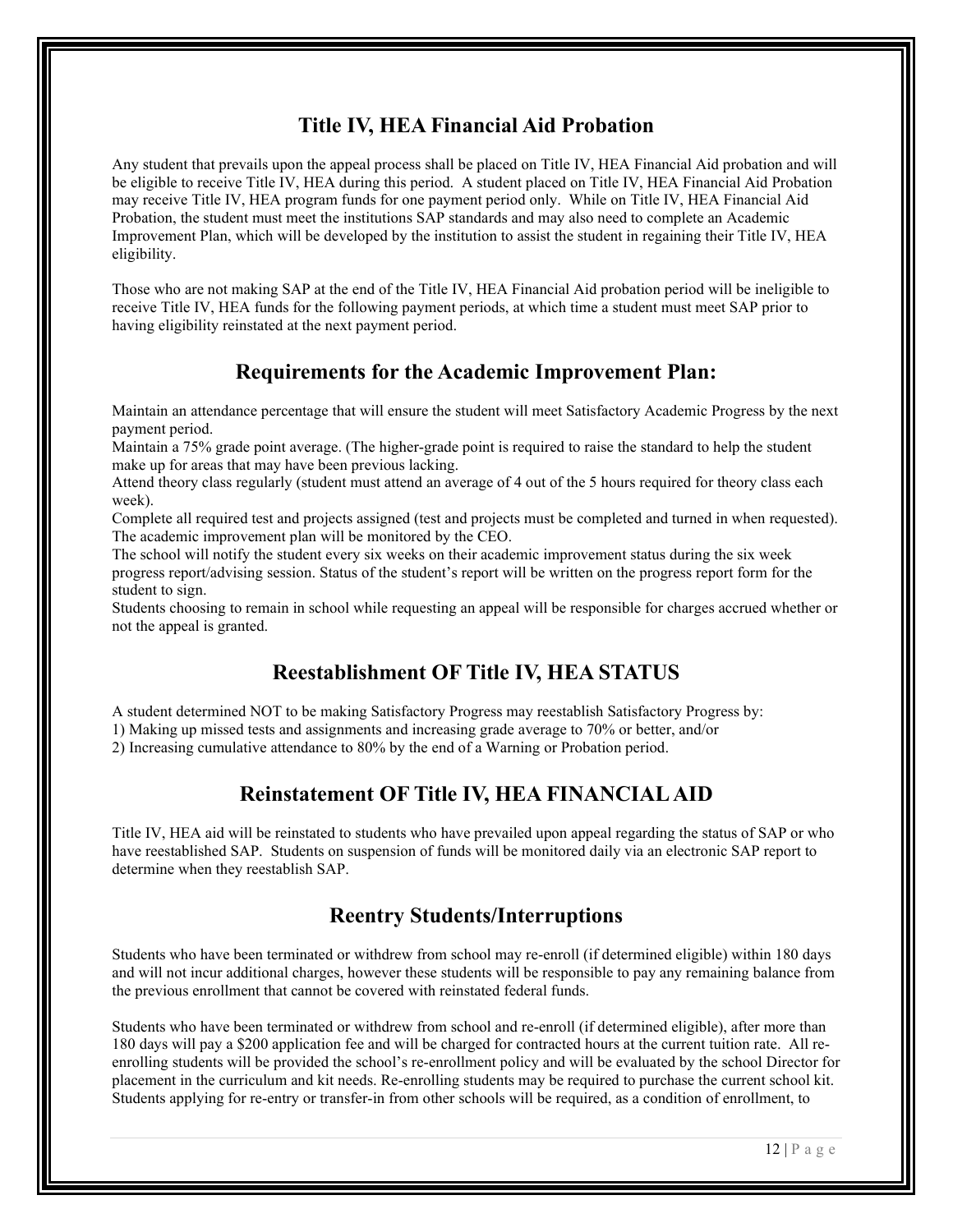## Title IV, HEA Financial Aid Probation

Any student that prevails upon the appeal process shall be placed on Title IV, HEA Financial Aid probation and will be eligible to receive Title IV, HEA during this period. A student placed on Title IV, HEA Financial Aid Probation may receive Title IV, HEA program funds for one payment period only. While on Title IV, HEA Financial Aid Probation, the student must meet the institutions SAP standards and may also need to complete an Academic Improvement Plan, which will be developed by the institution to assist the student in regaining their Title IV, HEA eligibility.

Those who are not making SAP at the end of the Title IV, HEA Financial Aid probation period will be ineligible to receive Title IV, HEA funds for the following payment periods, at which time a student must meet SAP prior to having eligibility reinstated at the next payment period.

## Requirements for the Academic Improvement Plan:

Maintain an attendance percentage that will ensure the student will meet Satisfactory Academic Progress by the next payment period.

Maintain a 75% grade point average. (The higher-grade point is required to raise the standard to help the student make up for areas that may have been previous lacking.

Attend theory class regularly (student must attend an average of 4 out of the 5 hours required for theory class each week).

Complete all required test and projects assigned (test and projects must be completed and turned in when requested).

The academic improvement plan will be monitored by the CEO.

The school will notify the student every six weeks on their academic improvement status during the six week progress report/advising session. Status of the student's report will be written on the progress report form for the student to sign.

Students choosing to remain in school while requesting an appeal will be responsible for charges accrued whether or not the appeal is granted.

## Reestablishment OF Title IV, HEA STATUS

A student determined NOT to be making Satisfactory Progress may reestablish Satisfactory Progress by:

1) Making up missed tests and assignments and increasing grade average to 70% or better, and/or
2) Increasing cumulative attendance to 80% by the end of a Warning or Probation period.

## Reinstatement OF Title IV, HEA FINANCIAL AID

Title IV, HEA aid will be reinstated to students who have prevailed upon appeal regarding the status of SAP or who have reestablished SAP. Students on suspension of funds will be monitored daily via an electronic SAP report to determine when they reestablish SAP.

## Reentry Students/Interruptions

Students who have been terminated or withdrew from school may re-enroll (if determined eligible) within 180 days and will not incur additional charges, however these students will be responsible to pay any remaining balance from the previous enrollment that cannot be covered with reinstated federal funds.

Students who have been terminated or withdrew from school and re-enroll (if determined eligible), after more than 180 days will pay a $200 application fee and will be charged for contracted hours at the current tuition rate. All re-enrolling students will be provided the school's re-enrollment policy and will be evaluated by the school Director for placement in the curriculum and kit needs. Re-enrolling students may be required to purchase the current school kit. Students applying for re-entry or transfer-in from other schools will be required, as a condition of enrollment, to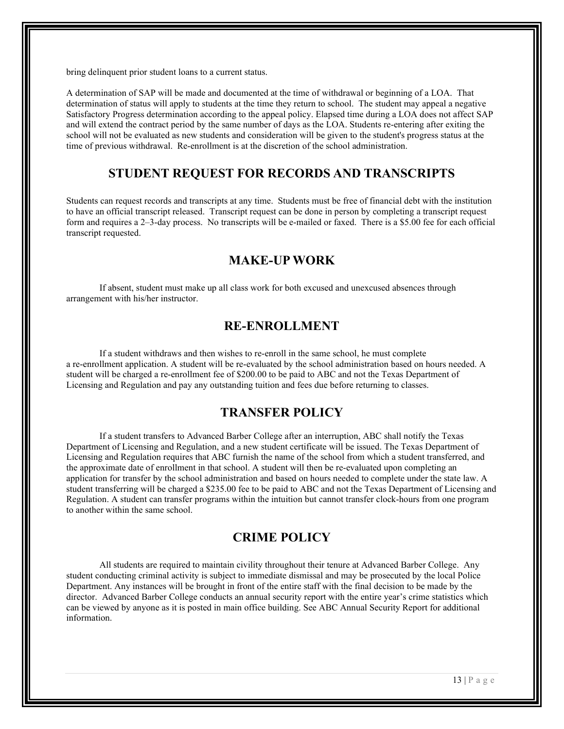bring delinquent prior student loans to a current status.

A determination of SAP will be made and documented at the time of withdrawal or beginning of a LOA. That determination of status will apply to students at the time they return to school. The student may appeal a negative Satisfactory Progress determination according to the appeal policy. Elapsed time during a LOA does not affect SAP and will extend the contract period by the same number of days as the LOA. Students re-entering after exiting the school will not be evaluated as new students and consideration will be given to the student's progress status at the time of previous withdrawal. Re-enrollment is at the discretion of the school administration.

## STUDENT REQUEST FOR RECORDS AND TRANSCRIPTS

Students can request records and transcripts at any time. Students must be free of financial debt with the institution to have an official transcript released. Transcript request can be done in person by completing a transcript request form and requires a 2–3-day process. No transcripts will be e-mailed or faxed. There is a $5.00 fee for each official transcript requested.

## MAKE-UP WORK

If absent, student must make up all class work for both excused and unexcused absences through arrangement with his/her instructor.

## RE-ENROLLMENT

If a student withdraws and then wishes to re-enroll in the same school, he must complete a re-enrollment application. A student will be re-evaluated by the school administration based on hours needed. A student will be charged a re-enrollment fee of $200.00 to be paid to ABC and not the Texas Department of Licensing and Regulation and pay any outstanding tuition and fees due before returning to classes.

## TRANSFER POLICY

If a student transfers to Advanced Barber College after an interruption, ABC shall notify the Texas Department of Licensing and Regulation, and a new student certificate will be issued. The Texas Department of Licensing and Regulation requires that ABC furnish the name of the school from which a student transferred, and the approximate date of enrollment in that school. A student will then be re-evaluated upon completing an application for transfer by the school administration and based on hours needed to complete under the state law. A student transferring will be charged a $235.00 fee to be paid to ABC and not the Texas Department of Licensing and Regulation. A student can transfer programs within the intuition but cannot transfer clock-hours from one program to another within the same school.

## CRIME POLICY

All students are required to maintain civility throughout their tenure at Advanced Barber College. Any student conducting criminal activity is subject to immediate dismissal and may be prosecuted by the local Police Department. Any instances will be brought in front of the entire staff with the final decision to be made by the director. Advanced Barber College conducts an annual security report with the entire year's crime statistics which can be viewed by anyone as it is posted in main office building. See ABC Annual Security Report for additional information.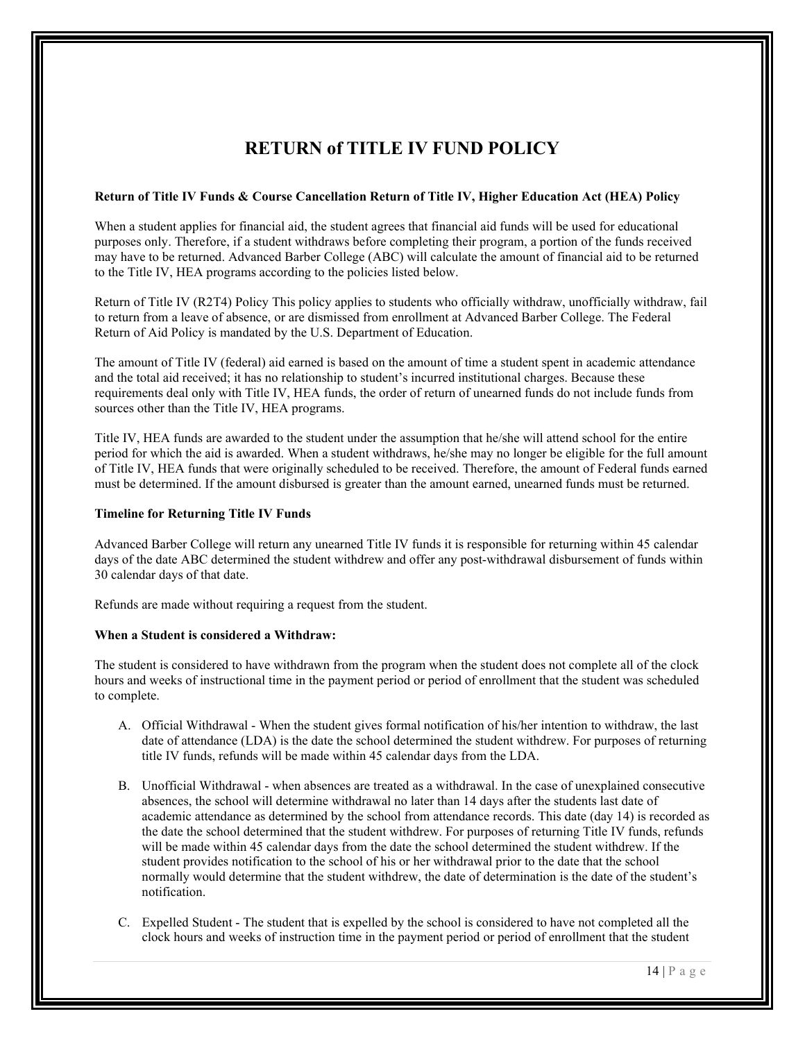# RETURN of TITLE IV FUND POLICY

**Return of Title IV Funds & Course Cancellation Return of Title IV, Higher Education Act (HEA) Policy**

When a student applies for financial aid, the student agrees that financial aid funds will be used for educational purposes only. Therefore, if a student withdraws before completing their program, a portion of the funds received may have to be returned. Advanced Barber College (ABC) will calculate the amount of financial aid to be returned to the Title IV, HEA programs according to the policies listed below.

Return of Title IV (R2T4) Policy This policy applies to students who officially withdraw, unofficially withdraw, fail to return from a leave of absence, or are dismissed from enrollment at Advanced Barber College. The Federal Return of Aid Policy is mandated by the U.S. Department of Education.

The amount of Title IV (federal) aid earned is based on the amount of time a student spent in academic attendance and the total aid received; it has no relationship to student's incurred institutional charges. Because these requirements deal only with Title IV, HEA funds, the order of return of unearned funds do not include funds from sources other than the Title IV, HEA programs.

Title IV, HEA funds are awarded to the student under the assumption that he/she will attend school for the entire period for which the aid is awarded. When a student withdraws, he/she may no longer be eligible for the full amount of Title IV, HEA funds that were originally scheduled to be received. Therefore, the amount of Federal funds earned must be determined. If the amount disbursed is greater than the amount earned, unearned funds must be returned.

**Timeline for Returning Title IV Funds**

Advanced Barber College will return any unearned Title IV funds it is responsible for returning within 45 calendar days of the date ABC determined the student withdrew and offer any post-withdrawal disbursement of funds within 30 calendar days of that date.

Refunds are made without requiring a request from the student.

**When a Student is considered a Withdraw:**

The student is considered to have withdrawn from the program when the student does not complete all of the clock hours and weeks of instructional time in the payment period or period of enrollment that the student was scheduled to complete.

A. Official Withdrawal - When the student gives formal notification of his/her intention to withdraw, the last date of attendance (LDA) is the date the school determined the student withdrew. For purposes of returning title IV funds, refunds will be made within 45 calendar days from the LDA.

B. Unofficial Withdrawal - when absences are treated as a withdrawal. In the case of unexplained consecutive absences, the school will determine withdrawal no later than 14 days after the students last date of academic attendance as determined by the school from attendance records. This date (day 14) is recorded as the date the school determined that the student withdrew. For purposes of returning Title IV funds, refunds will be made within 45 calendar days from the date the school determined the student withdrew. If the student provides notification to the school of his or her withdrawal prior to the date that the school normally would determine that the student withdrew, the date of determination is the date of the student's notification.

C. Expelled Student - The student that is expelled by the school is considered to have not completed all the clock hours and weeks of instruction time in the payment period or period of enrollment that the student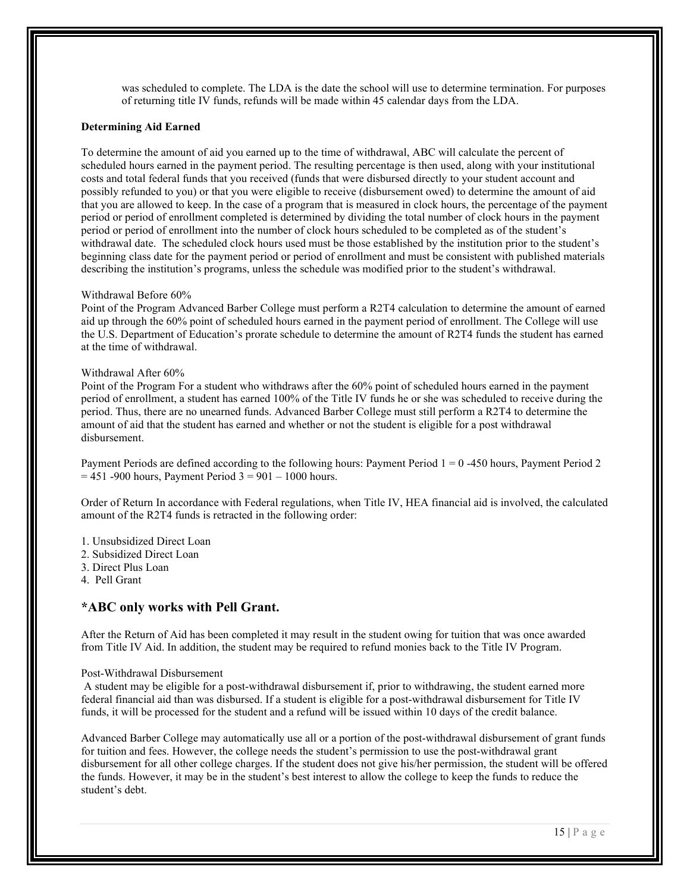was scheduled to complete. The LDA is the date the school will use to determine termination. For purposes of returning title IV funds, refunds will be made within 45 calendar days from the LDA.

**Determining Aid Earned**

To determine the amount of aid you earned up to the time of withdrawal, ABC will calculate the percent of scheduled hours earned in the payment period. The resulting percentage is then used, along with your institutional costs and total federal funds that you received (funds that were disbursed directly to your student account and possibly refunded to you) or that you were eligible to receive (disbursement owed) to determine the amount of aid that you are allowed to keep. In the case of a program that is measured in clock hours, the percentage of the payment period or period of enrollment completed is determined by dividing the total number of clock hours in the payment period or period of enrollment into the number of clock hours scheduled to be completed as of the student's withdrawal date. The scheduled clock hours used must be those established by the institution prior to the student's beginning class date for the payment period or period of enrollment and must be consistent with published materials describing the institution's programs, unless the schedule was modified prior to the student's withdrawal.

Withdrawal Before 60%

Point of the Program Advanced Barber College must perform a R2T4 calculation to determine the amount of earned aid up through the 60% point of scheduled hours earned in the payment period of enrollment. The College will use the U.S. Department of Education's prorate schedule to determine the amount of R2T4 funds the student has earned at the time of withdrawal.

Withdrawal After 60%

Point of the Program For a student who withdraws after the 60% point of scheduled hours earned in the payment period of enrollment, a student has earned 100% of the Title IV funds he or she was scheduled to receive during the period. Thus, there are no unearned funds. Advanced Barber College must still perform a R2T4 to determine the amount of aid that the student has earned and whether or not the student is eligible for a post withdrawal disbursement.

Payment Periods are defined according to the following hours: Payment Period 1 = 0 -450 hours, Payment Period 2 = 451 -900 hours, Payment Period 3 = 901 – 1000 hours.

Order of Return In accordance with Federal regulations, when Title IV, HEA financial aid is involved, the calculated amount of the R2T4 funds is retracted in the following order:

1. Unsubsidized Direct Loan
2. Subsidized Direct Loan
3. Direct Plus Loan
4. Pell Grant

## *ABC only works with Pell Grant.

After the Return of Aid has been completed it may result in the student owing for tuition that was once awarded from Title IV Aid. In addition, the student may be required to refund monies back to the Title IV Program.

Post-Withdrawal Disbursement

A student may be eligible for a post-withdrawal disbursement if, prior to withdrawing, the student earned more federal financial aid than was disbursed. If a student is eligible for a post-withdrawal disbursement for Title IV funds, it will be processed for the student and a refund will be issued within 10 days of the credit balance.

Advanced Barber College may automatically use all or a portion of the post-withdrawal disbursement of grant funds for tuition and fees. However, the college needs the student's permission to use the post-withdrawal grant disbursement for all other college charges. If the student does not give his/her permission, the student will be offered the funds. However, it may be in the student's best interest to allow the college to keep the funds to reduce the student's debt.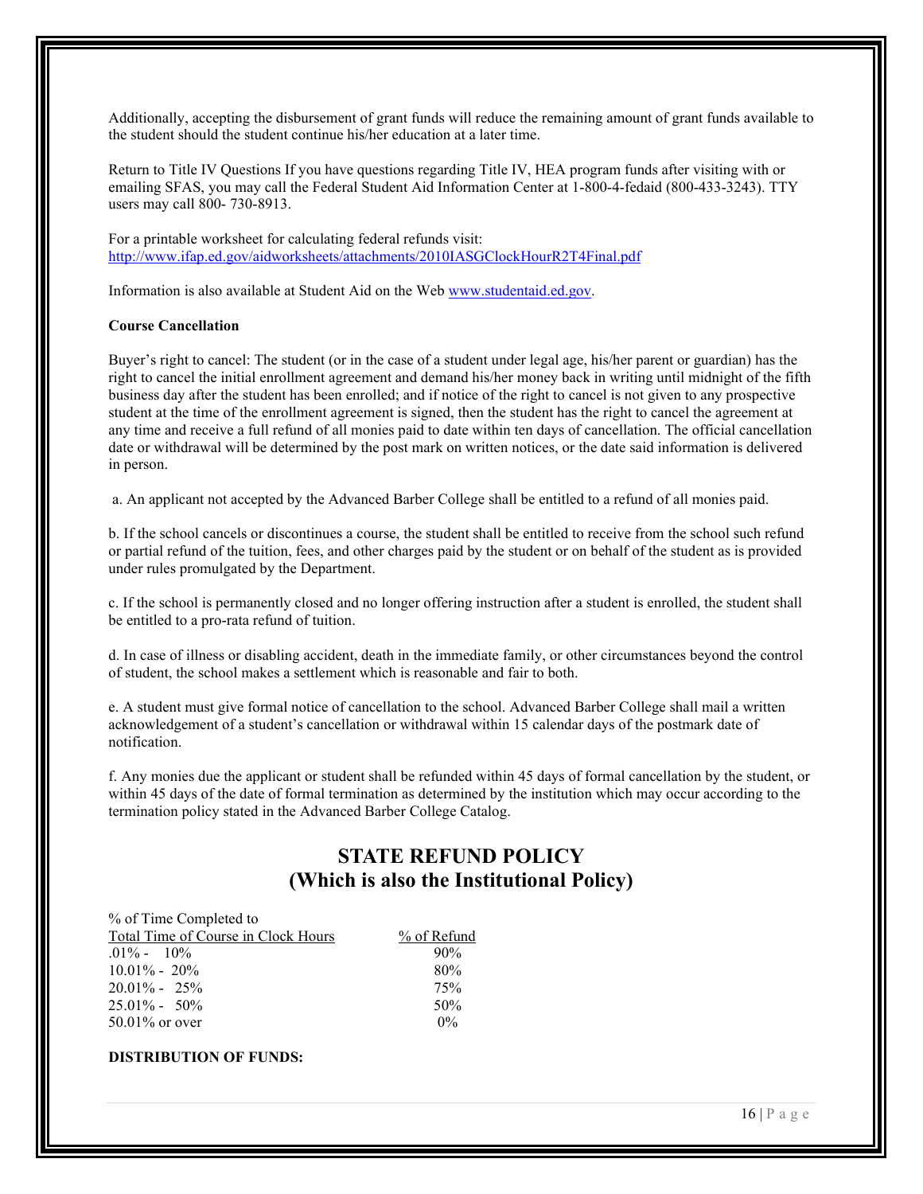Additionally, accepting the disbursement of grant funds will reduce the remaining amount of grant funds available to the student should the student continue his/her education at a later time.

Return to Title IV Questions If you have questions regarding Title IV, HEA program funds after visiting with or emailing SFAS, you may call the Federal Student Aid Information Center at 1-800-4-fedaid (800-433-3243). TTY users may call 800- 730-8913.

For a printable worksheet for calculating federal refunds visit: [http://www.ifap.ed.gov/aidworksheets/attachments/2010IASGClockHourR2T4Final.pdf](http://www.ifap.ed.gov/aidworksheets/attachments/2010IASGClockHourR2T4Final.pdf)

Information is also available at Student Aid on the Web [www.studentaid.ed.gov](http://www.studentaid.ed.gov).

**Course Cancellation**

Buyer's right to cancel: The student (or in the case of a student under legal age, his/her parent or guardian) has the right to cancel the initial enrollment agreement and demand his/her money back in writing until midnight of the fifth business day after the student has been enrolled; and if notice of the right to cancel is not given to any prospective student at the time of the enrollment agreement is signed, then the student has the right to cancel the agreement at any time and receive a full refund of all monies paid to date within ten days of cancellation. The official cancellation date or withdrawal will be determined by the post mark on written notices, or the date said information is delivered in person.

a. An applicant not accepted by the Advanced Barber College shall be entitled to a refund of all monies paid.

b. If the school cancels or discontinues a course, the student shall be entitled to receive from the school such refund or partial refund of the tuition, fees, and other charges paid by the student or on behalf of the student as is provided under rules promulgated by the Department.

c. If the school is permanently closed and no longer offering instruction after a student is enrolled, the student shall be entitled to a pro-rata refund of tuition.

d. In case of illness or disabling accident, death in the immediate family, or other circumstances beyond the control of student, the school makes a settlement which is reasonable and fair to both.

e. A student must give formal notice of cancellation to the school. Advanced Barber College shall mail a written acknowledgement of a student's cancellation or withdrawal within 15 calendar days of the postmark date of notification.

f. Any monies due the applicant or student shall be refunded within 45 days of formal cancellation by the student, or within 45 days of the date of formal termination as determined by the institution which may occur according to the termination policy stated in the Advanced Barber College Catalog.

## STATE REFUND POLICY
## (Which is also the Institutional Policy)

| % of Time Completed to Total Time of Course in Clock Hours | % of Refund |
|---|---|
| .01% - 10% | 90% |
| 10.01% - 20% | 80% |
| 20.01% - 25% | 75% |
| 25.01% - 50% | 50% |
| 50.01% or over | 0% |

**DISTRIBUTION OF FUNDS:**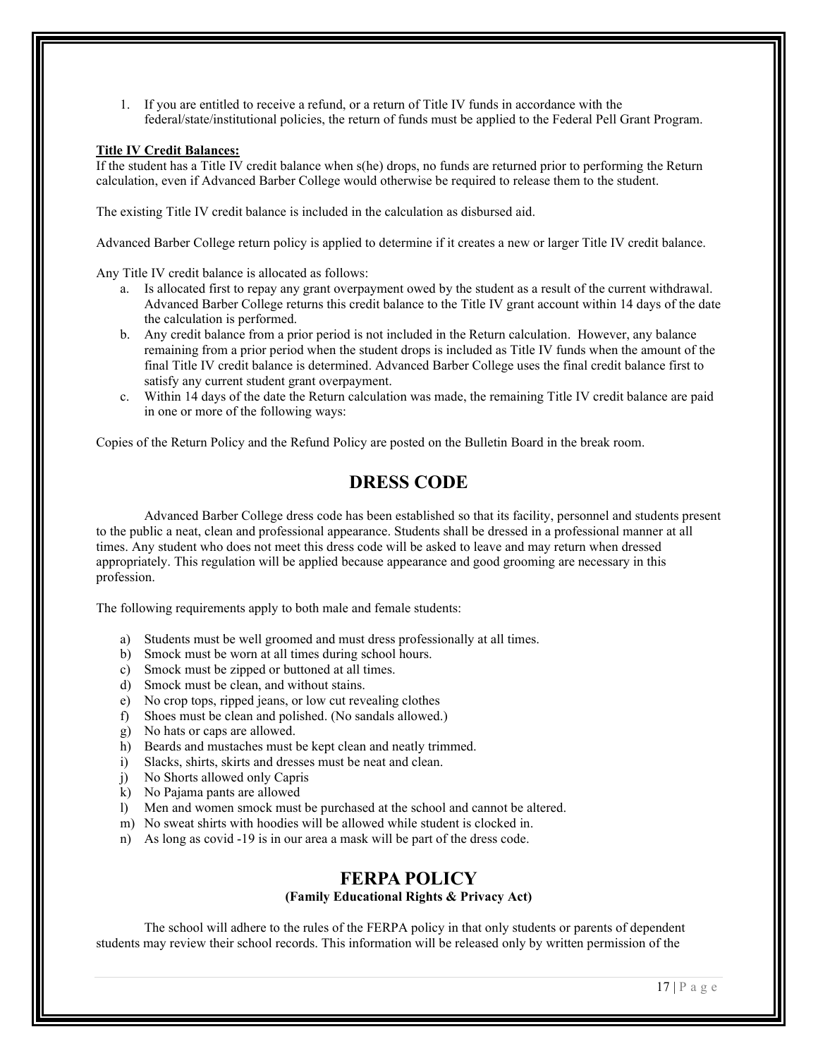1. If you are entitled to receive a refund, or a return of Title IV funds in accordance with the federal/state/institutional policies, the return of funds must be applied to the Federal Pell Grant Program.

**Title IV Credit Balances:**

If the student has a Title IV credit balance when s(he) drops, no funds are returned prior to performing the Return calculation, even if Advanced Barber College would otherwise be required to release them to the student.

The existing Title IV credit balance is included in the calculation as disbursed aid.

Advanced Barber College return policy is applied to determine if it creates a new or larger Title IV credit balance.

Any Title IV credit balance is allocated as follows:

a. Is allocated first to repay any grant overpayment owed by the student as a result of the current withdrawal. Advanced Barber College returns this credit balance to the Title IV grant account within 14 days of the date the calculation is performed.
b. Any credit balance from a prior period is not included in the Return calculation. However, any balance remaining from a prior period when the student drops is included as Title IV funds when the amount of the final Title IV credit balance is determined. Advanced Barber College uses the final credit balance first to satisfy any current student grant overpayment.
c. Within 14 days of the date the Return calculation was made, the remaining Title IV credit balance are paid in one or more of the following ways:

Copies of the Return Policy and the Refund Policy are posted on the Bulletin Board in the break room.

## DRESS CODE

Advanced Barber College dress code has been established so that its facility, personnel and students present to the public a neat, clean and professional appearance. Students shall be dressed in a professional manner at all times. Any student who does not meet this dress code will be asked to leave and may return when dressed appropriately. This regulation will be applied because appearance and good grooming are necessary in this profession.

The following requirements apply to both male and female students:

a) Students must be well groomed and must dress professionally at all times.
b) Smock must be worn at all times during school hours.
c) Smock must be zipped or buttoned at all times.
d) Smock must be clean, and without stains.
e) No crop tops, ripped jeans, or low cut revealing clothes
f) Shoes must be clean and polished. (No sandals allowed.)
g) No hats or caps are allowed.
h) Beards and mustaches must be kept clean and neatly trimmed.
i) Slacks, shirts, skirts and dresses must be neat and clean.
j) No Shorts allowed only Capris
k) No Pajama pants are allowed
l) Men and women smock must be purchased at the school and cannot be altered.
m) No sweat shirts with hoodies will be allowed while student is clocked in.
n) As long as covid -19 is in our area a mask will be part of the dress code.

## FERPA POLICY

**(Family Educational Rights & Privacy Act)**

The school will adhere to the rules of the FERPA policy in that only students or parents of dependent students may review their school records. This information will be released only by written permission of the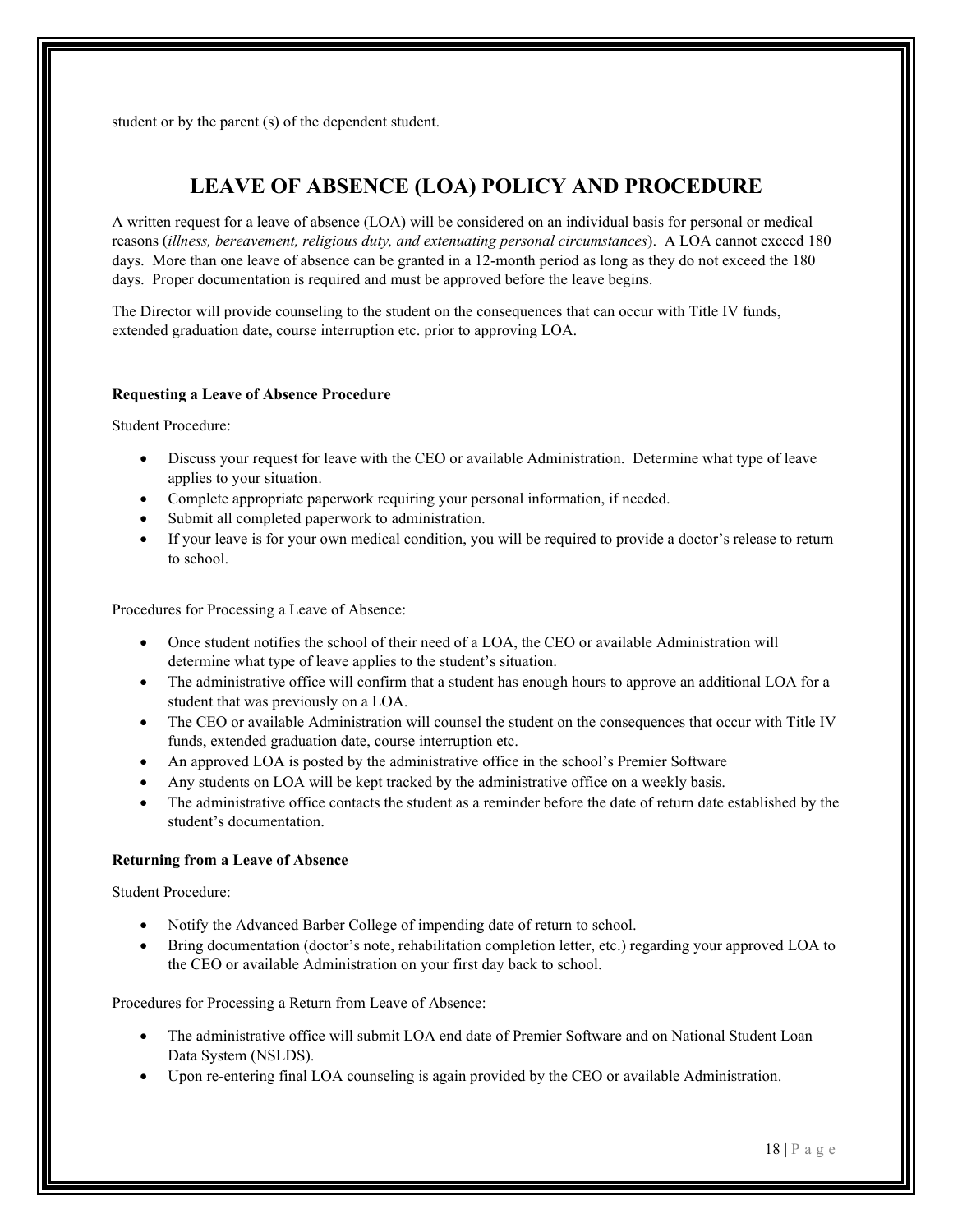student or by the parent (s) of the dependent student.

## LEAVE OF ABSENCE (LOA) POLICY AND PROCEDURE

A written request for a leave of absence (LOA) will be considered on an individual basis for personal or medical reasons (*illness, bereavement, religious duty, and extenuating personal circumstances*). A LOA cannot exceed 180 days. More than one leave of absence can be granted in a 12-month period as long as they do not exceed the 180 days. Proper documentation is required and must be approved before the leave begins.

The Director will provide counseling to the student on the consequences that can occur with Title IV funds, extended graduation date, course interruption etc. prior to approving LOA.

**Requesting a Leave of Absence Procedure**

Student Procedure:

- Discuss your request for leave with the CEO or available Administration. Determine what type of leave applies to your situation.
- Complete appropriate paperwork requiring your personal information, if needed.
- Submit all completed paperwork to administration.
- If your leave is for your own medical condition, you will be required to provide a doctor's release to return to school.

Procedures for Processing a Leave of Absence:

- Once student notifies the school of their need of a LOA, the CEO or available Administration will determine what type of leave applies to the student's situation.
- The administrative office will confirm that a student has enough hours to approve an additional LOA for a student that was previously on a LOA.
- The CEO or available Administration will counsel the student on the consequences that occur with Title IV funds, extended graduation date, course interruption etc.
- An approved LOA is posted by the administrative office in the school's Premier Software
- Any students on LOA will be kept tracked by the administrative office on a weekly basis.
- The administrative office contacts the student as a reminder before the date of return date established by the student's documentation.

**Returning from a Leave of Absence**

Student Procedure:

- Notify the Advanced Barber College of impending date of return to school.
- Bring documentation (doctor's note, rehabilitation completion letter, etc.) regarding your approved LOA to the CEO or available Administration on your first day back to school.

Procedures for Processing a Return from Leave of Absence:

- The administrative office will submit LOA end date of Premier Software and on National Student Loan Data System (NSLDS).
- Upon re-entering final LOA counseling is again provided by the CEO or available Administration.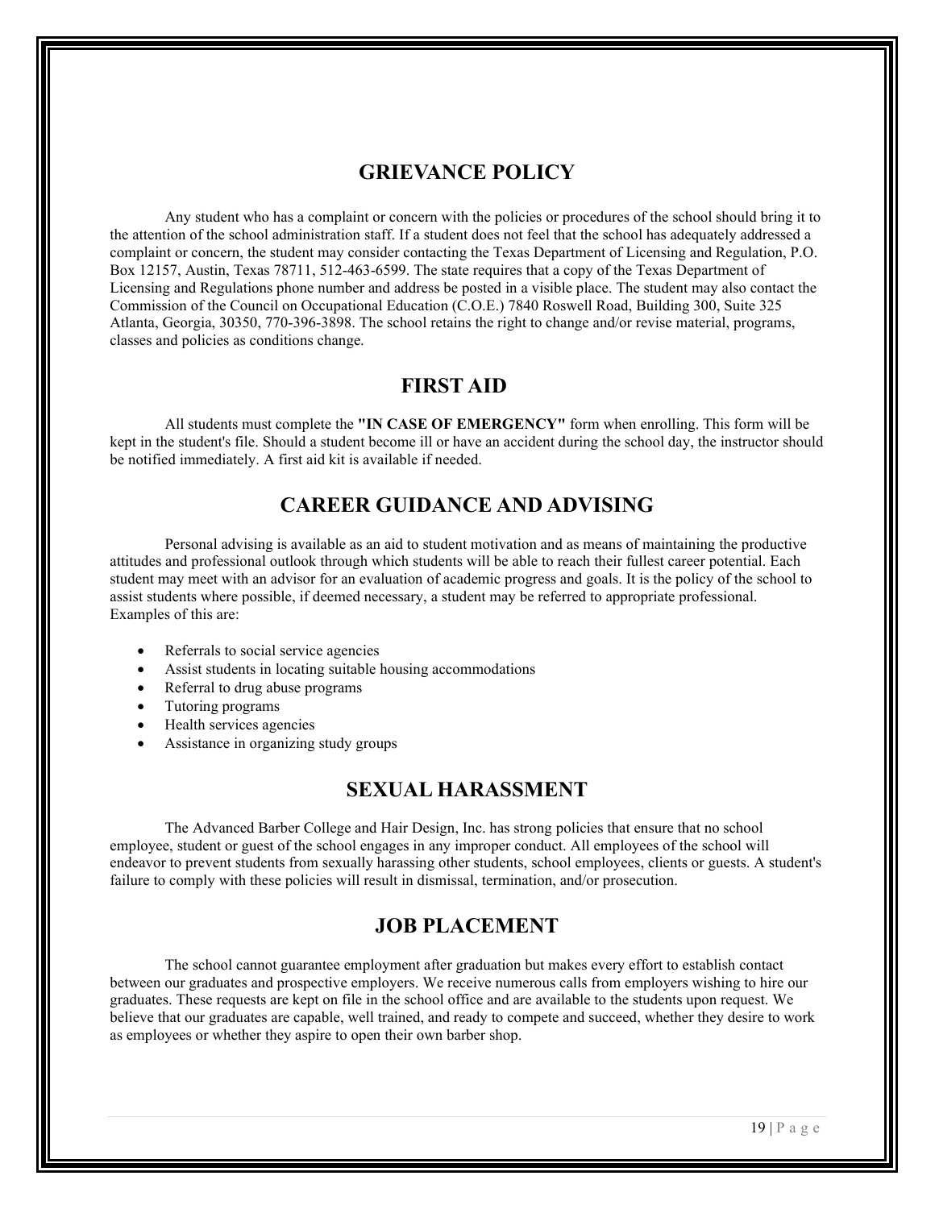## GRIEVANCE POLICY

Any student who has a complaint or concern with the policies or procedures of the school should bring it to the attention of the school administration staff. If a student does not feel that the school has adequately addressed a complaint or concern, the student may consider contacting the Texas Department of Licensing and Regulation, P.O. Box 12157, Austin, Texas 78711, 512-463-6599. The state requires that a copy of the Texas Department of Licensing and Regulations phone number and address be posted in a visible place. The student may also contact the Commission of the Council on Occupational Education (C.O.E.) 7840 Roswell Road, Building 300, Suite 325 Atlanta, Georgia, 30350, 770-396-3898. The school retains the right to change and/or revise material, programs, classes and policies as conditions change.

## FIRST AID

All students must complete the **"IN CASE OF EMERGENCY"** form when enrolling. This form will be kept in the student's file. Should a student become ill or have an accident during the school day, the instructor should be notified immediately. A first aid kit is available if needed.

## CAREER GUIDANCE AND ADVISING

Personal advising is available as an aid to student motivation and as means of maintaining the productive attitudes and professional outlook through which students will be able to reach their fullest career potential. Each student may meet with an advisor for an evaluation of academic progress and goals. It is the policy of the school to assist students where possible, if deemed necessary, a student may be referred to appropriate professional. Examples of this are:

- Referrals to social service agencies
- Assist students in locating suitable housing accommodations
- Referral to drug abuse programs
- Tutoring programs
- Health services agencies
- Assistance in organizing study groups

## SEXUAL HARASSMENT

The Advanced Barber College and Hair Design, Inc. has strong policies that ensure that no school employee, student or guest of the school engages in any improper conduct. All employees of the school will endeavor to prevent students from sexually harassing other students, school employees, clients or guests. A student's failure to comply with these policies will result in dismissal, termination, and/or prosecution.

## JOB PLACEMENT

The school cannot guarantee employment after graduation but makes every effort to establish contact between our graduates and prospective employers. We receive numerous calls from employers wishing to hire our graduates. These requests are kept on file in the school office and are available to the students upon request. We believe that our graduates are capable, well trained, and ready to compete and succeed, whether they desire to work as employees or whether they aspire to open their own barber shop.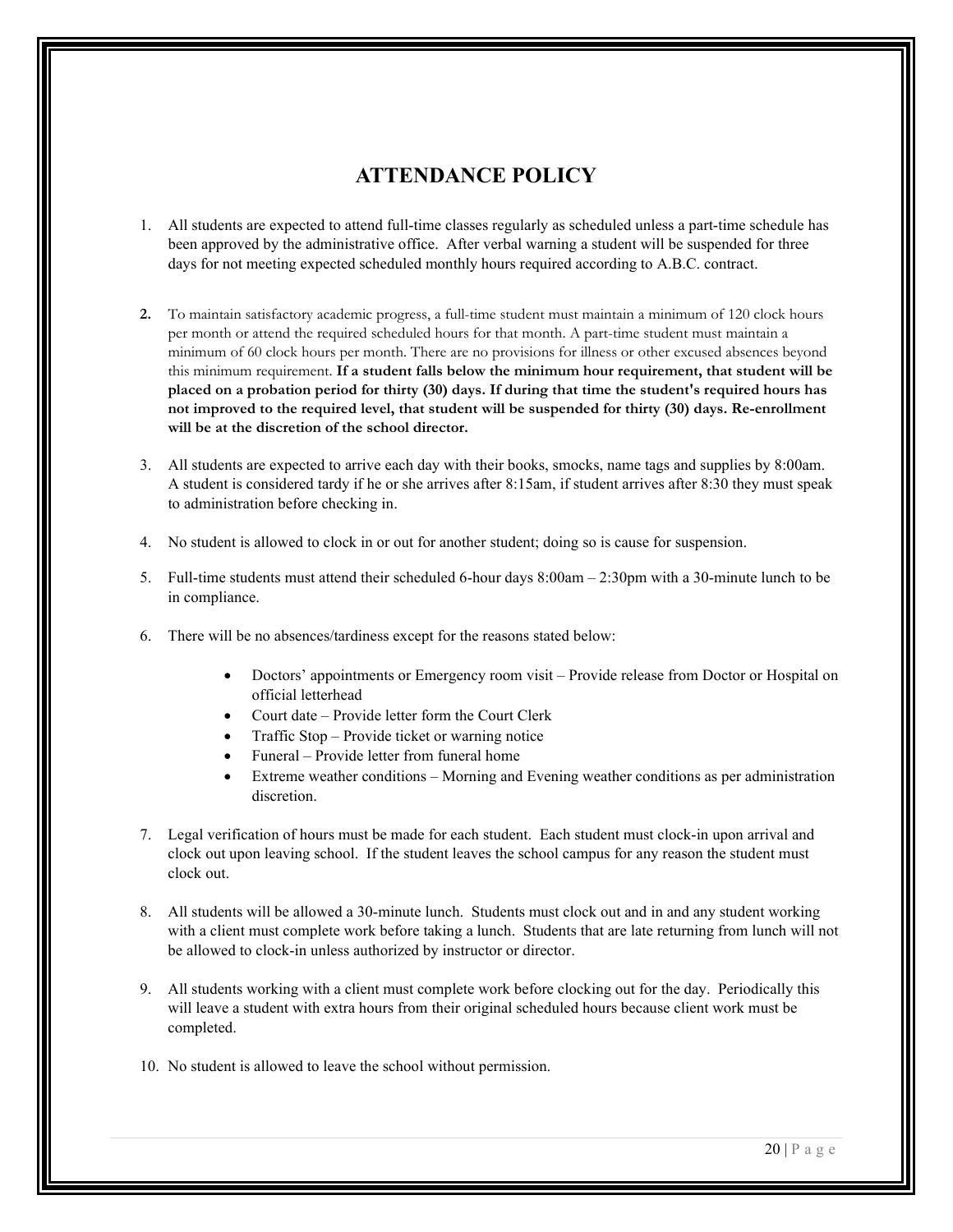# ATTENDANCE POLICY

1. All students are expected to attend full-time classes regularly as scheduled unless a part-time schedule has been approved by the administrative office. After verbal warning a student will be suspended for three days for not meeting expected scheduled monthly hours required according to A.B.C. contract.

2. To maintain satisfactory academic progress, a full-time student must maintain a minimum of 120 clock hours per month or attend the required scheduled hours for that month. A part-time student must maintain a minimum of 60 clock hours per month. There are no provisions for illness or other excused absences beyond this minimum requirement. **If a student falls below the minimum hour requirement, that student will be placed on a probation period for thirty (30) days. If during that time the student's required hours has not improved to the required level, that student will be suspended for thirty (30) days. Re-enrollment will be at the discretion of the school director.**

3. All students are expected to arrive each day with their books, smocks, name tags and supplies by 8:00am. A student is considered tardy if he or she arrives after 8:15am, if student arrives after 8:30 they must speak to administration before checking in.

4. No student is allowed to clock in or out for another student; doing so is cause for suspension.

5. Full-time students must attend their scheduled 6-hour days 8:00am – 2:30pm with a 30-minute lunch to be in compliance.

6. There will be no absences/tardiness except for the reasons stated below:

   - Doctors' appointments or Emergency room visit – Provide release from Doctor or Hospital on official letterhead
   - Court date – Provide letter form the Court Clerk
   - Traffic Stop – Provide ticket or warning notice
   - Funeral – Provide letter from funeral home
   - Extreme weather conditions – Morning and Evening weather conditions as per administration discretion.

7. Legal verification of hours must be made for each student. Each student must clock-in upon arrival and clock out upon leaving school. If the student leaves the school campus for any reason the student must clock out.

8. All students will be allowed a 30-minute lunch. Students must clock out and in and any student working with a client must complete work before taking a lunch. Students that are late returning from lunch will not be allowed to clock-in unless authorized by instructor or director.

9. All students working with a client must complete work before clocking out for the day. Periodically this will leave a student with extra hours from their original scheduled hours because client work must be completed.

10. No student is allowed to leave the school without permission.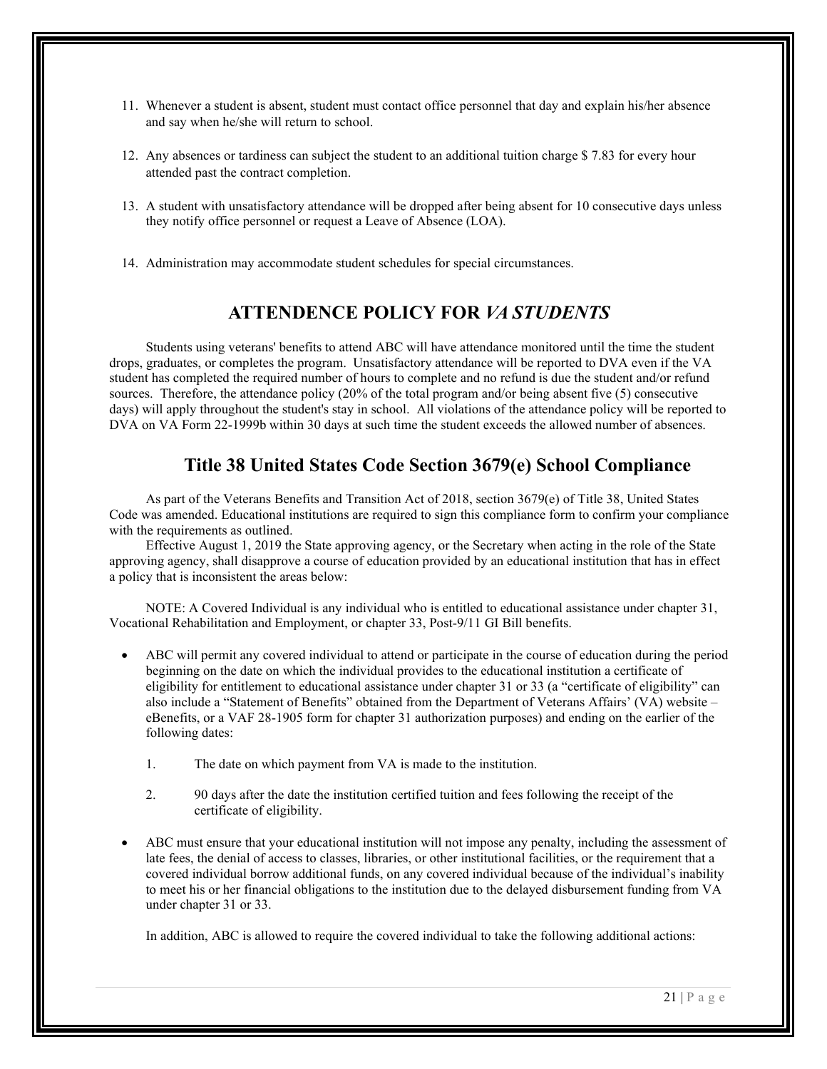11. Whenever a student is absent, student must contact office personnel that day and explain his/her absence and say when he/she will return to school.

12. Any absences or tardiness can subject the student to an additional tuition charge $ 7.83 for every hour attended past the contract completion.

13. A student with unsatisfactory attendance will be dropped after being absent for 10 consecutive days unless they notify office personnel or request a Leave of Absence (LOA).

14. Administration may accommodate student schedules for special circumstances.

## ATTENDENCE POLICY FOR *VA STUDENTS*

Students using veterans' benefits to attend ABC will have attendance monitored until the time the student drops, graduates, or completes the program. Unsatisfactory attendance will be reported to DVA even if the VA student has completed the required number of hours to complete and no refund is due the student and/or refund sources. Therefore, the attendance policy (20% of the total program and/or being absent five (5) consecutive days) will apply throughout the student's stay in school. All violations of the attendance policy will be reported to DVA on VA Form 22-1999b within 30 days at such time the student exceeds the allowed number of absences.

## Title 38 United States Code Section 3679(e) School Compliance

As part of the Veterans Benefits and Transition Act of 2018, section 3679(e) of Title 38, United States Code was amended. Educational institutions are required to sign this compliance form to confirm your compliance with the requirements as outlined.

Effective August 1, 2019 the State approving agency, or the Secretary when acting in the role of the State approving agency, shall disapprove a course of education provided by an educational institution that has in effect a policy that is inconsistent the areas below:

NOTE: A Covered Individual is any individual who is entitled to educational assistance under chapter 31, Vocational Rehabilitation and Employment, or chapter 33, Post-9/11 GI Bill benefits.

- ABC will permit any covered individual to attend or participate in the course of education during the period beginning on the date on which the individual provides to the educational institution a certificate of eligibility for entitlement to educational assistance under chapter 31 or 33 (a "certificate of eligibility" can also include a "Statement of Benefits" obtained from the Department of Veterans Affairs' (VA) website – eBenefits, or a VAF 28-1905 form for chapter 31 authorization purposes) and ending on the earlier of the following dates:

    1. The date on which payment from VA is made to the institution.

    2. 90 days after the date the institution certified tuition and fees following the receipt of the certificate of eligibility.

- ABC must ensure that your educational institution will not impose any penalty, including the assessment of late fees, the denial of access to classes, libraries, or other institutional facilities, or the requirement that a covered individual borrow additional funds, on any covered individual because of the individual's inability to meet his or her financial obligations to the institution due to the delayed disbursement funding from VA under chapter 31 or 33.

    In addition, ABC is allowed to require the covered individual to take the following additional actions: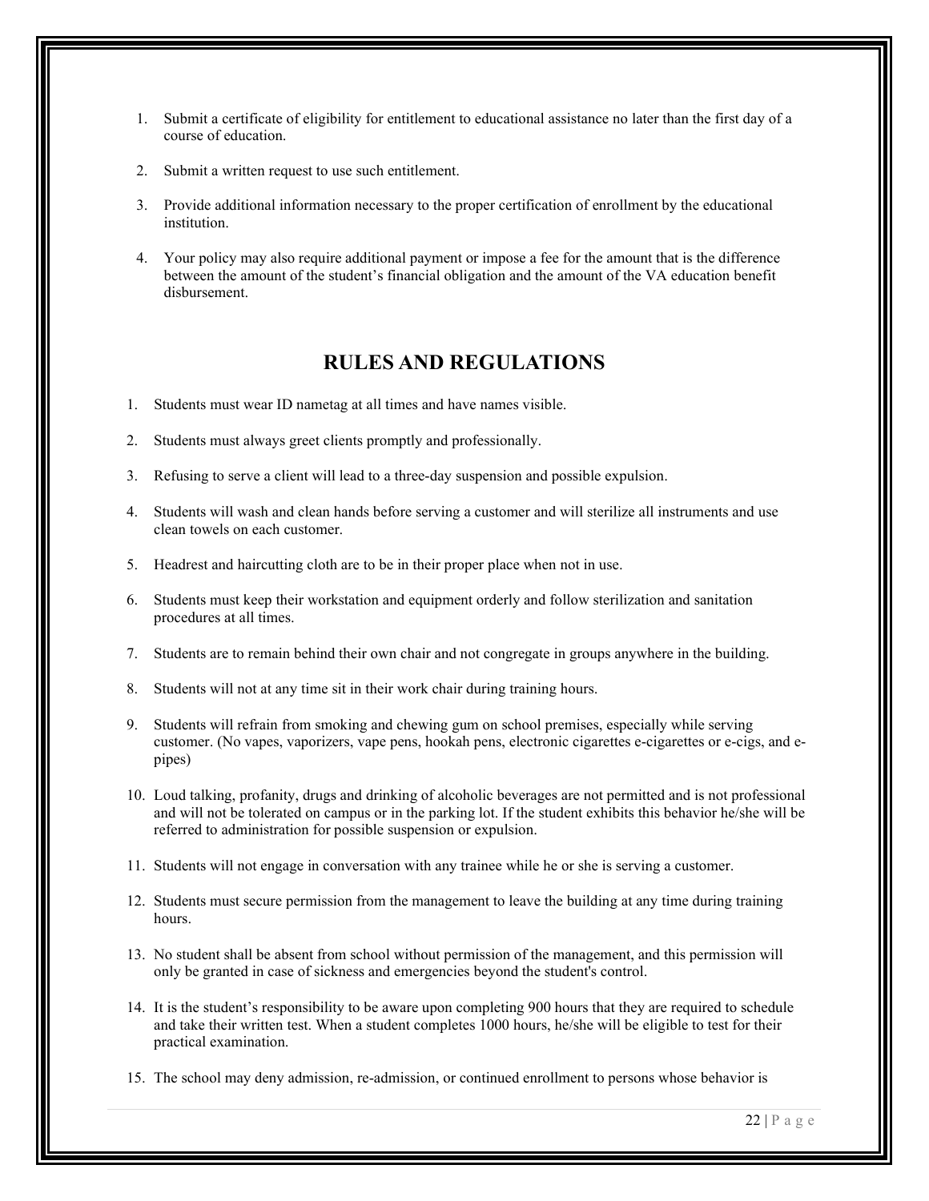1. Submit a certificate of eligibility for entitlement to educational assistance no later than the first day of a course of education.

2. Submit a written request to use such entitlement.

3. Provide additional information necessary to the proper certification of enrollment by the educational institution.

4. Your policy may also require additional payment or impose a fee for the amount that is the difference between the amount of the student's financial obligation and the amount of the VA education benefit disbursement.

## RULES AND REGULATIONS

1. Students must wear ID nametag at all times and have names visible.

2. Students must always greet clients promptly and professionally.

3. Refusing to serve a client will lead to a three-day suspension and possible expulsion.

4. Students will wash and clean hands before serving a customer and will sterilize all instruments and use clean towels on each customer.

5. Headrest and haircutting cloth are to be in their proper place when not in use.

6. Students must keep their workstation and equipment orderly and follow sterilization and sanitation procedures at all times.

7. Students are to remain behind their own chair and not congregate in groups anywhere in the building.

8. Students will not at any time sit in their work chair during training hours.

9. Students will refrain from smoking and chewing gum on school premises, especially while serving customer. (No vapes, vaporizers, vape pens, hookah pens, electronic cigarettes e-cigarettes or e-cigs, and e-pipes)

10. Loud talking, profanity, drugs and drinking of alcoholic beverages are not permitted and is not professional and will not be tolerated on campus or in the parking lot. If the student exhibits this behavior he/she will be referred to administration for possible suspension or expulsion.

11. Students will not engage in conversation with any trainee while he or she is serving a customer.

12. Students must secure permission from the management to leave the building at any time during training hours.

13. No student shall be absent from school without permission of the management, and this permission will only be granted in case of sickness and emergencies beyond the student's control.

14. It is the student's responsibility to be aware upon completing 900 hours that they are required to schedule and take their written test. When a student completes 1000 hours, he/she will be eligible to test for their practical examination.

15. The school may deny admission, re-admission, or continued enrollment to persons whose behavior is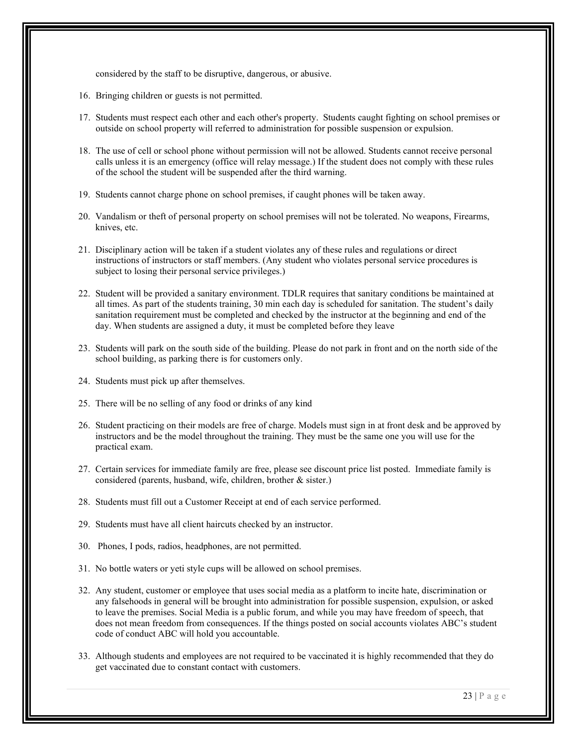considered by the staff to be disruptive, dangerous, or abusive.

16. Bringing children or guests is not permitted.

17. Students must respect each other and each other's property. Students caught fighting on school premises or outside on school property will referred to administration for possible suspension or expulsion.

18. The use of cell or school phone without permission will not be allowed. Students cannot receive personal calls unless it is an emergency (office will relay message.) If the student does not comply with these rules of the school the student will be suspended after the third warning.

19. Students cannot charge phone on school premises, if caught phones will be taken away.

20. Vandalism or theft of personal property on school premises will not be tolerated. No weapons, Firearms, knives, etc.

21. Disciplinary action will be taken if a student violates any of these rules and regulations or direct instructions of instructors or staff members. (Any student who violates personal service procedures is subject to losing their personal service privileges.)

22. Student will be provided a sanitary environment. TDLR requires that sanitary conditions be maintained at all times. As part of the students training, 30 min each day is scheduled for sanitation. The student's daily sanitation requirement must be completed and checked by the instructor at the beginning and end of the day. When students are assigned a duty, it must be completed before they leave

23. Students will park on the south side of the building. Please do not park in front and on the north side of the school building, as parking there is for customers only.

24. Students must pick up after themselves.

25. There will be no selling of any food or drinks of any kind

26. Student practicing on their models are free of charge. Models must sign in at front desk and be approved by instructors and be the model throughout the training. They must be the same one you will use for the practical exam.

27. Certain services for immediate family are free, please see discount price list posted. Immediate family is considered (parents, husband, wife, children, brother & sister.)

28. Students must fill out a Customer Receipt at end of each service performed.

29. Students must have all client haircuts checked by an instructor.

30. Phones, I pods, radios, headphones, are not permitted.

31. No bottle waters or yeti style cups will be allowed on school premises.

32. Any student, customer or employee that uses social media as a platform to incite hate, discrimination or any falsehoods in general will be brought into administration for possible suspension, expulsion, or asked to leave the premises. Social Media is a public forum, and while you may have freedom of speech, that does not mean freedom from consequences. If the things posted on social accounts violates ABC's student code of conduct ABC will hold you accountable.

33. Although students and employees are not required to be vaccinated it is highly recommended that they do get vaccinated due to constant contact with customers.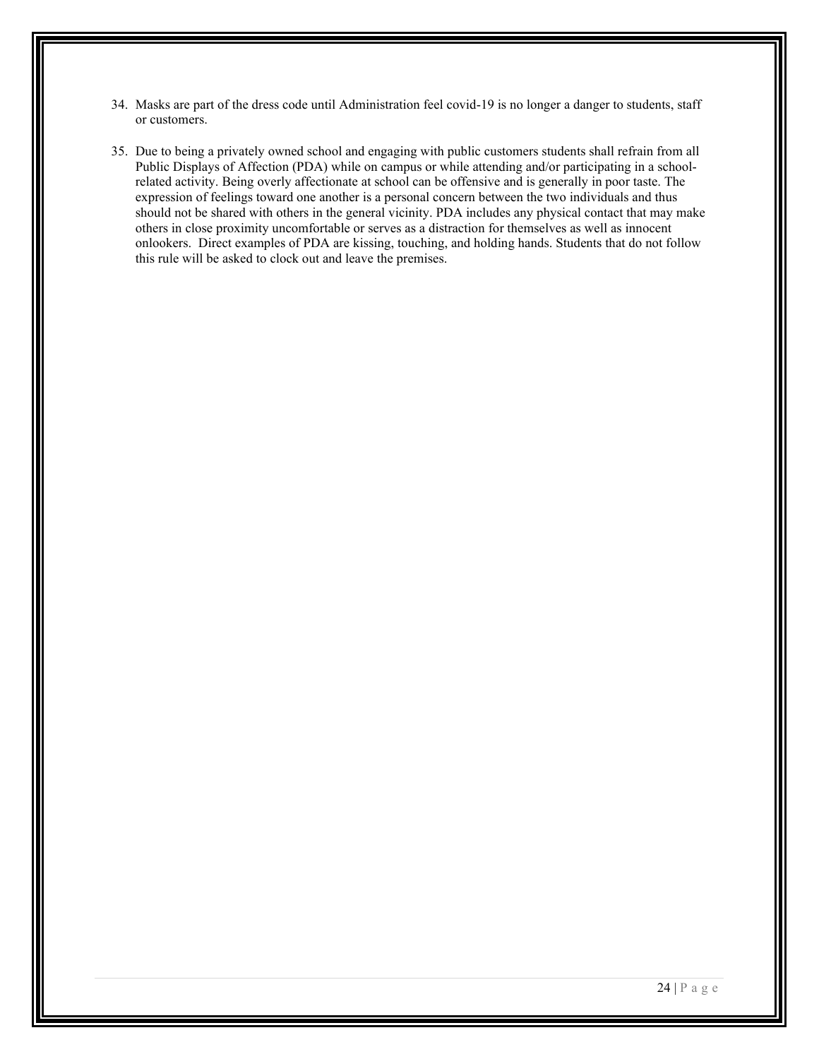34. Masks are part of the dress code until Administration feel covid-19 is no longer a danger to students, staff or customers.

35. Due to being a privately owned school and engaging with public customers students shall refrain from all Public Displays of Affection (PDA) while on campus or while attending and/or participating in a school-related activity. Being overly affectionate at school can be offensive and is generally in poor taste. The expression of feelings toward one another is a personal concern between the two individuals and thus should not be shared with others in the general vicinity. PDA includes any physical contact that may make others in close proximity uncomfortable or serves as a distraction for themselves as well as innocent onlookers. Direct examples of PDA are kissing, touching, and holding hands. Students that do not follow this rule will be asked to clock out and leave the premises.